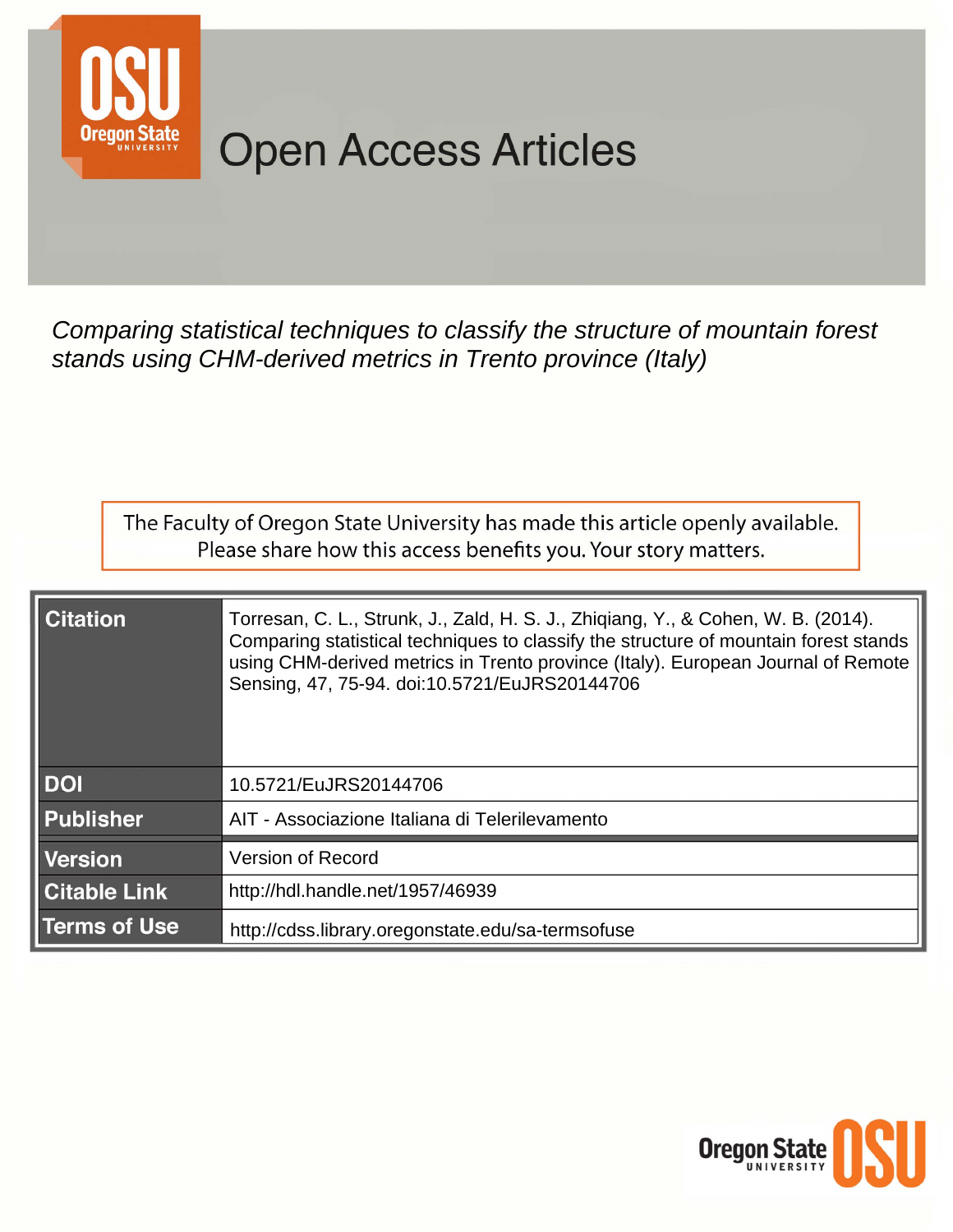# Open Access Articles

*Comparing statistical techniques to classify the structure of mountain forest stands using CHM-derived metrics in Trento province (Italy)*

The Faculty of Oregon State University has made this article openly available. Please share how this access benefits you. Your story matters.

| | |
|---|---|
| **Citation** | Torresan, C. L., Strunk, J., Zald, H. S. J., Zhiqiang, Y., & Cohen, W. B. (2014). Comparing statistical techniques to classify the structure of mountain forest stands using CHM-derived metrics in Trento province (Italy). European Journal of Remote Sensing, 47, 75-94. doi:10.5721/EuJRS20144706 |
| **DOI** | 10.5721/EuJRS20144706 |
| **Publisher** | AIT - Associazione Italiana di Telerilevamento |
| **Version** | Version of Record |
| **Citable Link** | http://hdl.handle.net/1957/46939 |
| **Terms of Use** | http://cdss.library.oregonstate.edu/sa-termsofuse |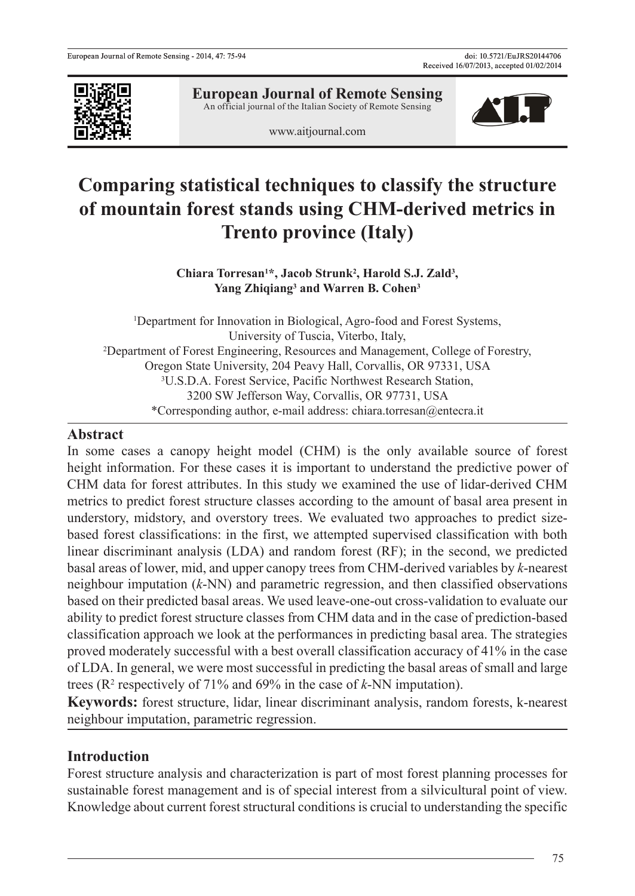# Comparing statistical techniques to classify the structure of mountain forest stands using CHM-derived metrics in Trento province (Italy)

**Chiara Torresan[1]\*, Jacob Strunk[2], Harold S.J. Zald[3], Yang Zhiqiang[3] and Warren B. Cohen[3]**

[1]Department for Innovation in Biological, Agro-food and Forest Systems, University of Tuscia, Viterbo, Italy,
[2]Department of Forest Engineering, Resources and Management, College of Forestry, Oregon State University, 204 Peavy Hall, Corvallis, OR 97331, USA
[3]U.S.D.A. Forest Service, Pacific Northwest Research Station, 3200 SW Jefferson Way, Corvallis, OR 97731, USA
\*Corresponding author, e-mail address: chiara.torresan@entecra.it

## Abstract

In some cases a canopy height model (CHM) is the only available source of forest height information. For these cases it is important to understand the predictive power of CHM data for forest attributes. In this study we examined the use of lidar-derived CHM metrics to predict forest structure classes according to the amount of basal area present in understory, midstory, and overstory trees. We evaluated two approaches to predict size-based forest classifications: in the first, we attempted supervised classification with both linear discriminant analysis (LDA) and random forest (RF); in the second, we predicted basal areas of lower, mid, and upper canopy trees from CHM-derived variables by *k*-nearest neighbour imputation (*k*-NN) and parametric regression, and then classified observations based on their predicted basal areas. We used leave-one-out cross-validation to evaluate our ability to predict forest structure classes from CHM data and in the case of prediction-based classification approach we look at the performances in predicting basal area. The strategies proved moderately successful with a best overall classification accuracy of 41% in the case of LDA. In general, we were most successful in predicting the basal areas of small and large trees ($R^2$ respectively of 71% and 69% in the case of *k*-NN imputation).

**Keywords:** forest structure, lidar, linear discriminant analysis, random forests, k-nearest neighbour imputation, parametric regression.

## Introduction

Forest structure analysis and characterization is part of most forest planning processes for sustainable forest management and is of special interest from a silvicultural point of view. Knowledge about current forest structural conditions is crucial to understanding the specific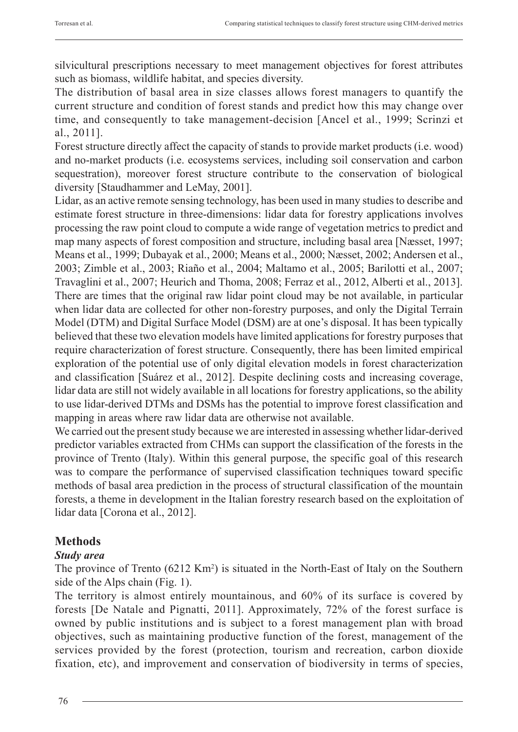silvicultural prescriptions necessary to meet management objectives for forest attributes such as biomass, wildlife habitat, and species diversity.

The distribution of basal area in size classes allows forest managers to quantify the current structure and condition of forest stands and predict how this may change over time, and consequently to take management-decision [Ancel et al., 1999; Scrinzi et al., 2011].

Forest structure directly affect the capacity of stands to provide market products (i.e. wood) and no-market products (i.e. ecosystems services, including soil conservation and carbon sequestration), moreover forest structure contribute to the conservation of biological diversity [Staudhammer and LeMay, 2001].

Lidar, as an active remote sensing technology, has been used in many studies to describe and estimate forest structure in three-dimensions: lidar data for forestry applications involves processing the raw point cloud to compute a wide range of vegetation metrics to predict and map many aspects of forest composition and structure, including basal area [Næsset, 1997; Means et al., 1999; Dubayak et al., 2000; Means et al., 2000; Næsset, 2002; Andersen et al., 2003; Zimble et al., 2003; Riaño et al., 2004; Maltamo et al., 2005; Barilotti et al., 2007; Travaglini et al., 2007; Heurich and Thoma, 2008; Ferraz et al., 2012, Alberti et al., 2013].

There are times that the original raw lidar point cloud may be not available, in particular when lidar data are collected for other non-forestry purposes, and only the Digital Terrain Model (DTM) and Digital Surface Model (DSM) are at one's disposal. It has been typically believed that these two elevation models have limited applications for forestry purposes that require characterization of forest structure. Consequently, there has been limited empirical exploration of the potential use of only digital elevation models in forest characterization and classification [Suárez et al., 2012]. Despite declining costs and increasing coverage, lidar data are still not widely available in all locations for forestry applications, so the ability to use lidar-derived DTMs and DSMs has the potential to improve forest classification and mapping in areas where raw lidar data are otherwise not available.

We carried out the present study because we are interested in assessing whether lidar-derived predictor variables extracted from CHMs can support the classification of the forests in the province of Trento (Italy). Within this general purpose, the specific goal of this research was to compare the performance of supervised classification techniques toward specific methods of basal area prediction in the process of structural classification of the mountain forests, a theme in development in the Italian forestry research based on the exploitation of lidar data [Corona et al., 2012].

## Methods

### *Study area*

The province of Trento (6212 $Km^2$) is situated in the North-East of Italy on the Southern side of the Alps chain (Fig. 1).

The territory is almost entirely mountainous, and 60% of its surface is covered by forests [De Natale and Pignatti, 2011]. Approximately, 72% of the forest surface is owned by public institutions and is subject to a forest management plan with broad objectives, such as maintaining productive function of the forest, management of the services provided by the forest (protection, tourism and recreation, carbon dioxide fixation, etc), and improvement and conservation of biodiversity in terms of species,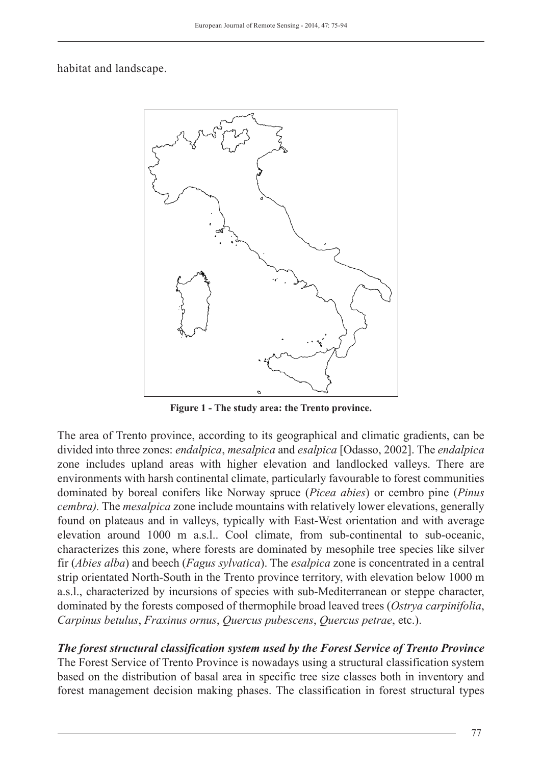habitat and landscape.

**Figure 1 - The study area: the Trento province.**

The area of Trento province, according to its geographical and climatic gradients, can be divided into three zones: *endalpica*, *mesalpica* and *esalpica* [Odasso, 2002]. The *endalpica* zone includes upland areas with higher elevation and landlocked valleys. There are environments with harsh continental climate, particularly favourable to forest communities dominated by boreal conifers like Norway spruce (*Picea abies*) or cembro pine (*Pinus cembra).* The *mesalpica* zone include mountains with relatively lower elevations, generally found on plateaus and in valleys, typically with East-West orientation and with average elevation around 1000 m a.s.l.. Cool climate, from sub-continental to sub-oceanic, characterizes this zone, where forests are dominated by mesophile tree species like silver fir (*Abies alba*) and beech (*Fagus sylvatica*). The *esalpica* zone is concentrated in a central strip orientated North-South in the Trento province territory, with elevation below 1000 m a.s.l., characterized by incursions of species with sub-Mediterranean or steppe character, dominated by the forests composed of thermophile broad leaved trees (*Ostrya carpinifolia*, *Carpinus betulus*, *Fraxinus ornus*, *Quercus pubescens*, *Quercus petrae*, etc.).

***The forest structural classification system used by the Forest Service of Trento Province***

The Forest Service of Trento Province is nowadays using a structural classification system based on the distribution of basal area in specific tree size classes both in inventory and forest management decision making phases. The classification in forest structural types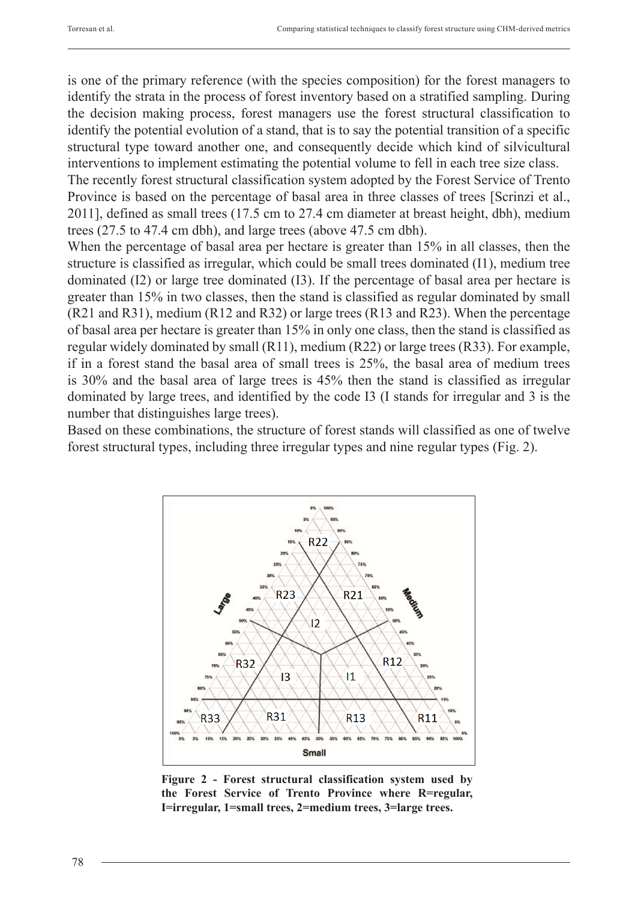is one of the primary reference (with the species composition) for the forest managers to identify the strata in the process of forest inventory based on a stratified sampling. During the decision making process, forest managers use the forest structural classification to identify the potential evolution of a stand, that is to say the potential transition of a specific structural type toward another one, and consequently decide which kind of silvicultural interventions to implement estimating the potential volume to fell in each tree size class.

The recently forest structural classification system adopted by the Forest Service of Trento Province is based on the percentage of basal area in three classes of trees [Scrinzi et al., 2011], defined as small trees (17.5 cm to 27.4 cm diameter at breast height, dbh), medium trees (27.5 to 47.4 cm dbh), and large trees (above 47.5 cm dbh).

When the percentage of basal area per hectare is greater than 15% in all classes, then the structure is classified as irregular, which could be small trees dominated (I1), medium tree dominated (I2) or large tree dominated (I3). If the percentage of basal area per hectare is greater than 15% in two classes, then the stand is classified as regular dominated by small (R21 and R31), medium (R12 and R32) or large trees (R13 and R23). When the percentage of basal area per hectare is greater than 15% in only one class, then the stand is classified as regular widely dominated by small (R11), medium (R22) or large trees (R33). For example, if in a forest stand the basal area of small trees is 25%, the basal area of medium trees is 30% and the basal area of large trees is 45% then the stand is classified as irregular dominated by large trees, and identified by the code I3 (I stands for irregular and 3 is the number that distinguishes large trees).

Based on these combinations, the structure of forest stands will classified as one of twelve forest structural types, including three irregular types and nine regular types (Fig. 2).

**Figure 2 - Forest structural classification system used by the Forest Service of Trento Province where R=regular, I=irregular, 1=small trees, 2=medium trees, 3=large trees.**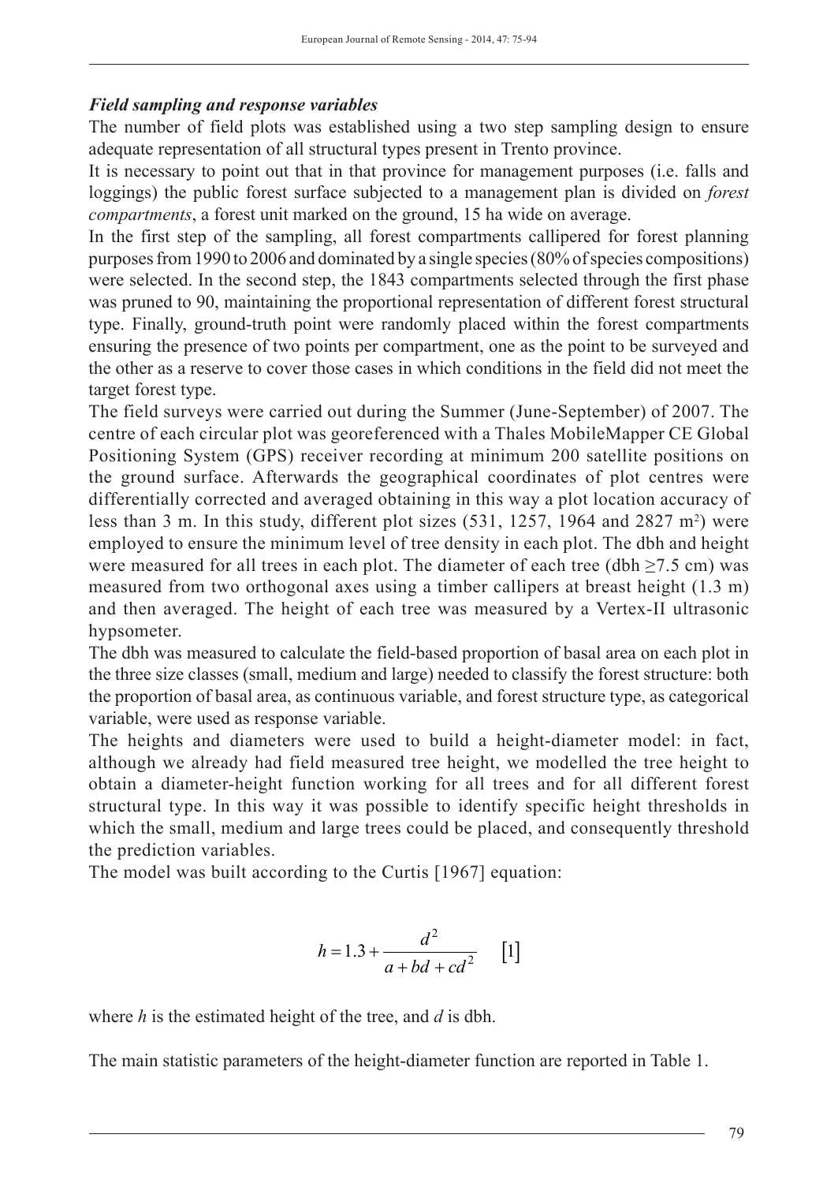### *Field sampling and response variables*

The number of field plots was established using a two step sampling design to ensure adequate representation of all structural types present in Trento province.

It is necessary to point out that in that province for management purposes (i.e. falls and loggings) the public forest surface subjected to a management plan is divided on *forest compartments*, a forest unit marked on the ground, 15 ha wide on average.

In the first step of the sampling, all forest compartments callipered for forest planning purposes from 1990 to 2006 and dominated by a single species (80% of species compositions) were selected. In the second step, the 1843 compartments selected through the first phase was pruned to 90, maintaining the proportional representation of different forest structural type. Finally, ground-truth point were randomly placed within the forest compartments ensuring the presence of two points per compartment, one as the point to be surveyed and the other as a reserve to cover those cases in which conditions in the field did not meet the target forest type.

The field surveys were carried out during the Summer (June-September) of 2007. The centre of each circular plot was georeferenced with a Thales MobileMapper CE Global Positioning System (GPS) receiver recording at minimum 200 satellite positions on the ground surface. Afterwards the geographical coordinates of plot centres were differentially corrected and averaged obtaining in this way a plot location accuracy of less than 3 m. In this study, different plot sizes (531, 1257, 1964 and 2827 m$^2$) were employed to ensure the minimum level of tree density in each plot. The dbh and height were measured for all trees in each plot. The diameter of each tree (dbh $\geq$7.5 cm) was measured from two orthogonal axes using a timber callipers at breast height (1.3 m) and then averaged. The height of each tree was measured by a Vertex-II ultrasonic hypsometer.

The dbh was measured to calculate the field-based proportion of basal area on each plot in the three size classes (small, medium and large) needed to classify the forest structure: both the proportion of basal area, as continuous variable, and forest structure type, as categorical variable, were used as response variable.

The heights and diameters were used to build a height-diameter model: in fact, although we already had field measured tree height, we modelled the tree height to obtain a diameter-height function working for all trees and for all different forest structural type. In this way it was possible to identify specific height thresholds in which the small, medium and large trees could be placed, and consequently threshold the prediction variables.

The model was built according to the Curtis [1967] equation:

$$h = 1.3 + \frac{d^2}{a + bd + cd^2} \quad [1]$$

where $h$ is the estimated height of the tree, and $d$ is dbh.

The main statistic parameters of the height-diameter function are reported in Table 1.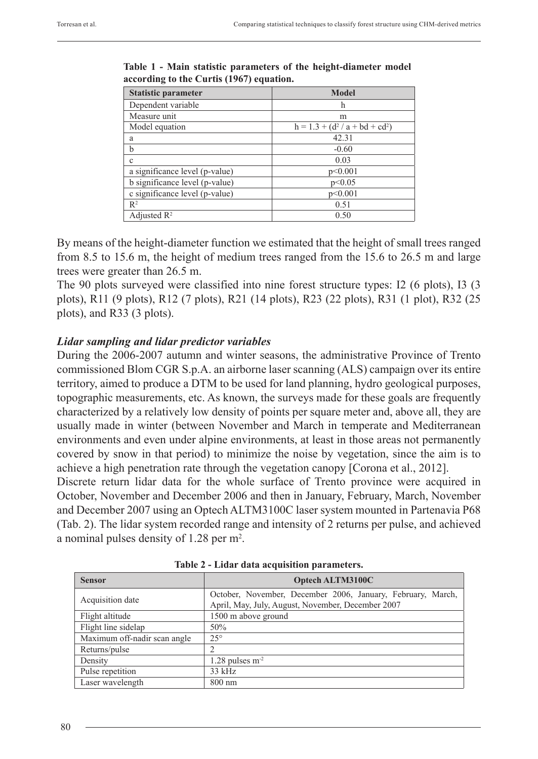**Table 1 - Main statistic parameters of the height-diameter model according to the Curtis (1967) equation.**

| Statistic parameter | Model |
|---|---|
| Dependent variable | h |
| Measure unit | m |
| Model equation | $h = 1.3 + (d^2 / a + bd + cd^2)$ |
| a | 42.31 |
| b | -0.60 |
| c | 0.03 |
| a significance level (p-value) | $p<0.001$ |
| b significance level (p-value) | $p<0.05$ |
| c significance level (p-value) | $p<0.001$ |
| $R^2$ | 0.51 |
| Adjusted $R^2$ | 0.50 |

By means of the height-diameter function we estimated that the height of small trees ranged from 8.5 to 15.6 m, the height of medium trees ranged from the 15.6 to 26.5 m and large trees were greater than 26.5 m.

The 90 plots surveyed were classified into nine forest structure types: I2 (6 plots), I3 (3 plots), R11 (9 plots), R12 (7 plots), R21 (14 plots), R23 (22 plots), R31 (1 plot), R32 (25 plots), and R33 (3 plots).

### *Lidar sampling and lidar predictor variables*

During the 2006-2007 autumn and winter seasons, the administrative Province of Trento commissioned Blom CGR S.p.A. an airborne laser scanning (ALS) campaign over its entire territory, aimed to produce a DTM to be used for land planning, hydro geological purposes, topographic measurements, etc. As known, the surveys made for these goals are frequently characterized by a relatively low density of points per square meter and, above all, they are usually made in winter (between November and March in temperate and Mediterranean environments and even under alpine environments, at least in those areas not permanently covered by snow in that period) to minimize the noise by vegetation, since the aim is to achieve a high penetration rate through the vegetation canopy [Corona et al., 2012].

Discrete return lidar data for the whole surface of Trento province were acquired in October, November and December 2006 and then in January, February, March, November and December 2007 using an Optech ALTM3100C laser system mounted in Partenavia P68 (Tab. 2). The lidar system recorded range and intensity of 2 returns per pulse, and achieved a nominal pulses density of 1.28 per $m^2$.

**Table 2 - Lidar data acquisition parameters.**

| Sensor | Optech ALTM3100C |
|---|---|
| Acquisition date | October, November, December 2006, January, February, March, April, May, July, August, November, December 2007 |
| Flight altitude | 1500 m above ground |
| Flight line sidelap | 50% |
| Maximum off-nadir scan angle | 25° |
| Returns/pulse | 2 |
| Density | 1.28 pulses $m^{-2}$ |
| Pulse repetition | 33 kHz |
| Laser wavelength | 800 nm |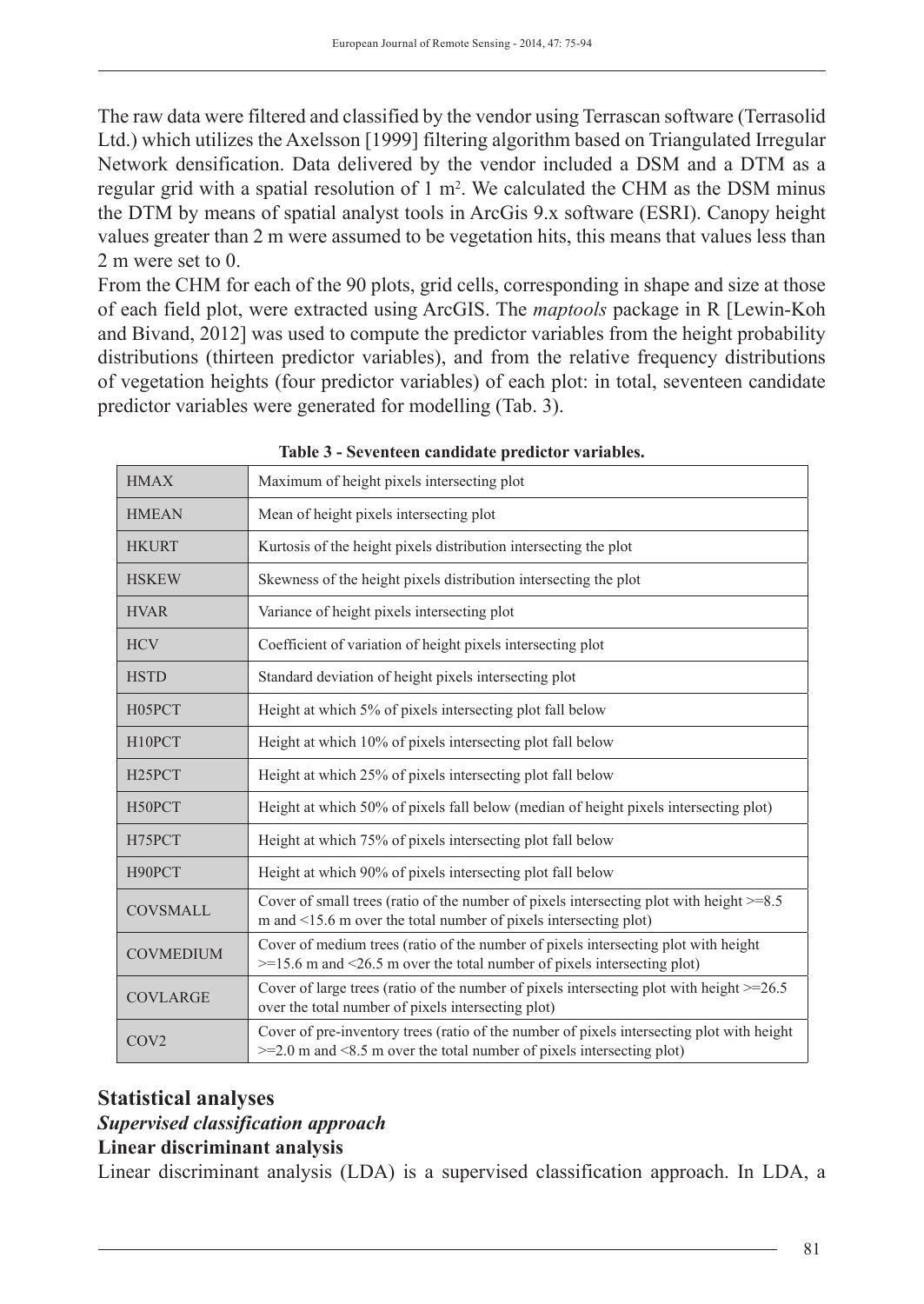The raw data were filtered and classified by the vendor using Terrascan software (Terrasolid Ltd.) which utilizes the Axelsson [1999] filtering algorithm based on Triangulated Irregular Network densification. Data delivered by the vendor included a DSM and a DTM as a regular grid with a spatial resolution of 1 $m^2$. We calculated the CHM as the DSM minus the DTM by means of spatial analyst tools in ArcGis 9.x software (ESRI). Canopy height values greater than 2 m were assumed to be vegetation hits, this means that values less than 2 m were set to 0.

From the CHM for each of the 90 plots, grid cells, corresponding in shape and size at those of each field plot, were extracted using ArcGIS. The *maptools* package in R [Lewin-Koh and Bivand, 2012] was used to compute the predictor variables from the height probability distributions (thirteen predictor variables), and from the relative frequency distributions of vegetation heights (four predictor variables) of each plot: in total, seventeen candidate predictor variables were generated for modelling (Tab. 3).

**Table 3 - Seventeen candidate predictor variables.**

| | |
|---|---|
| HMAX | Maximum of height pixels intersecting plot |
| HMEAN | Mean of height pixels intersecting plot |
| HKURT | Kurtosis of the height pixels distribution intersecting the plot |
| HSKEW | Skewness of the height pixels distribution intersecting the plot |
| HVAR | Variance of height pixels intersecting plot |
| HCV | Coefficient of variation of height pixels intersecting plot |
| HSTD | Standard deviation of height pixels intersecting plot |
| H05PCT | Height at which 5% of pixels intersecting plot fall below |
| H10PCT | Height at which 10% of pixels intersecting plot fall below |
| H25PCT | Height at which 25% of pixels intersecting plot fall below |
| H50PCT | Height at which 50% of pixels fall below (median of height pixels intersecting plot) |
| H75PCT | Height at which 75% of pixels intersecting plot fall below |
| H90PCT | Height at which 90% of pixels intersecting plot fall below |
| COVSMALL | Cover of small trees (ratio of the number of pixels intersecting plot with height >=8.5 m and <15.6 m over the total number of pixels intersecting plot) |
| COVMEDIUM | Cover of medium trees (ratio of the number of pixels intersecting plot with height >=15.6 m and <26.5 m over the total number of pixels intersecting plot) |
| COVLARGE | Cover of large trees (ratio of the number of pixels intersecting plot with height >=26.5 over the total number of pixels intersecting plot) |
| COV2 | Cover of pre-inventory trees (ratio of the number of pixels intersecting plot with height >=2.0 m and <8.5 m over the total number of pixels intersecting plot) |

## Statistical analyses

### *Supervised classification approach*

**Linear discriminant analysis**

Linear discriminant analysis (LDA) is a supervised classification approach. In LDA, a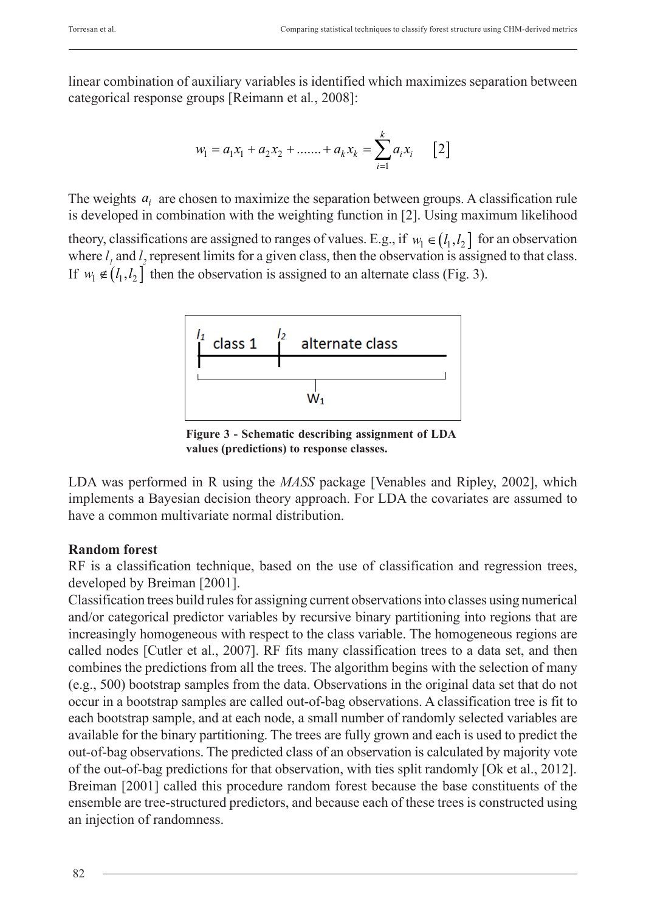linear combination of auxiliary variables is identified which maximizes separation between categorical response groups [Reimann et al., 2008]:

$$w_1 = a_1 x_1 + a_2 x_2 + ....... + a_k x_k = \sum_{i=1}^{k} a_i x_i \qquad [2]$$

The weights $a_i$ are chosen to maximize the separation between groups. A classification rule is developed in combination with the weighting function in [2]. Using maximum likelihood theory, classifications are assigned to ranges of values. E.g., if $w_1 \in (l_1, l_2]$ for an observation where $l_1$ and $l_2$ represent limits for a given class, then the observation is assigned to that class. If $w_1 \notin (l_1, l_2]$ then the observation is assigned to an alternate class (Fig. 3).

**Figure 3 - Schematic describing assignment of LDA values (predictions) to response classes.**

LDA was performed in R using the *MASS* package [Venables and Ripley, 2002], which implements a Bayesian decision theory approach. For LDA the covariates are assumed to have a common multivariate normal distribution.

**Random forest**

RF is a classification technique, based on the use of classification and regression trees, developed by Breiman [2001].

Classification trees build rules for assigning current observations into classes using numerical and/or categorical predictor variables by recursive binary partitioning into regions that are increasingly homogeneous with respect to the class variable. The homogeneous regions are called nodes [Cutler et al., 2007]. RF fits many classification trees to a data set, and then combines the predictions from all the trees. The algorithm begins with the selection of many (e.g., 500) bootstrap samples from the data. Observations in the original data set that do not occur in a bootstrap samples are called out-of-bag observations. A classification tree is fit to each bootstrap sample, and at each node, a small number of randomly selected variables are available for the binary partitioning. The trees are fully grown and each is used to predict the out-of-bag observations. The predicted class of an observation is calculated by majority vote of the out-of-bag predictions for that observation, with ties split randomly [Ok et al., 2012]. Breiman [2001] called this procedure random forest because the base constituents of the ensemble are tree-structured predictors, and because each of these trees is constructed using an injection of randomness.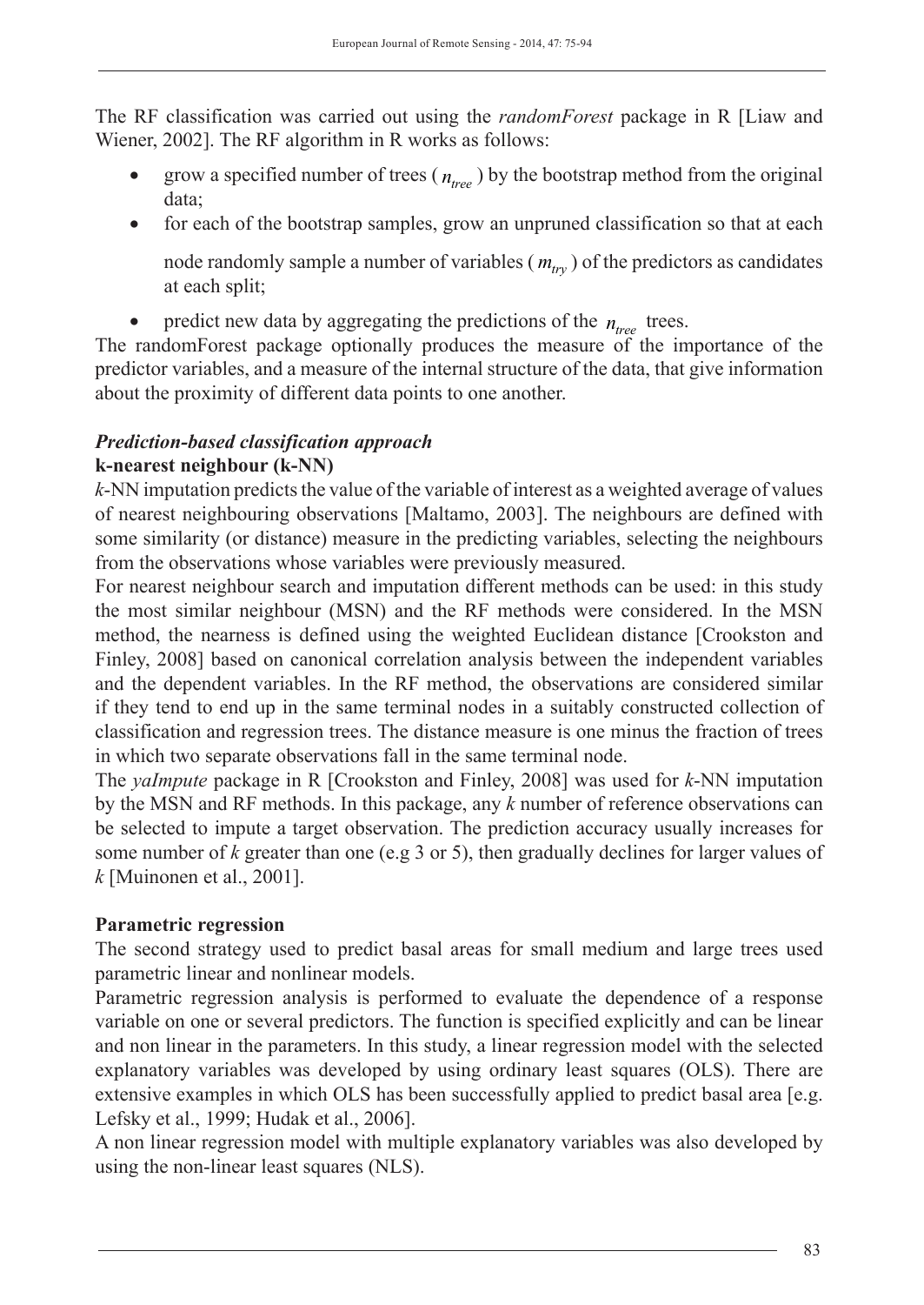The RF classification was carried out using the *randomForest* package in R [Liaw and Wiener, 2002]. The RF algorithm in R works as follows:

- grow a specified number of trees ( $n_{tree}$ ) by the bootstrap method from the original data;
- for each of the bootstrap samples, grow an unpruned classification so that at each node randomly sample a number of variables ( $m_{try}$ ) of the predictors as candidates at each split;
- predict new data by aggregating the predictions of the $n_{tree}$ trees.

The randomForest package optionally produces the measure of the importance of the predictor variables, and a measure of the internal structure of the data, that give information about the proximity of different data points to one another.

***Prediction-based classification approach***

**k-nearest neighbour (k-NN)**

*k*-NN imputation predicts the value of the variable of interest as a weighted average of values of nearest neighbouring observations [Maltamo, 2003]. The neighbours are defined with some similarity (or distance) measure in the predicting variables, selecting the neighbours from the observations whose variables were previously measured.

For nearest neighbour search and imputation different methods can be used: in this study the most similar neighbour (MSN) and the RF methods were considered. In the MSN method, the nearness is defined using the weighted Euclidean distance [Crookston and Finley, 2008] based on canonical correlation analysis between the independent variables and the dependent variables. In the RF method, the observations are considered similar if they tend to end up in the same terminal nodes in a suitably constructed collection of classification and regression trees. The distance measure is one minus the fraction of trees in which two separate observations fall in the same terminal node.

The *yaImpute* package in R [Crookston and Finley, 2008] was used for *k*-NN imputation by the MSN and RF methods. In this package, any *k* number of reference observations can be selected to impute a target observation. The prediction accuracy usually increases for some number of *k* greater than one (e.g 3 or 5), then gradually declines for larger values of *k* [Muinonen et al., 2001].

**Parametric regression**

The second strategy used to predict basal areas for small medium and large trees used parametric linear and nonlinear models.

Parametric regression analysis is performed to evaluate the dependence of a response variable on one or several predictors. The function is specified explicitly and can be linear and non linear in the parameters. In this study, a linear regression model with the selected explanatory variables was developed by using ordinary least squares (OLS). There are extensive examples in which OLS has been successfully applied to predict basal area [e.g. Lefsky et al., 1999; Hudak et al., 2006].

A non linear regression model with multiple explanatory variables was also developed by using the non-linear least squares (NLS).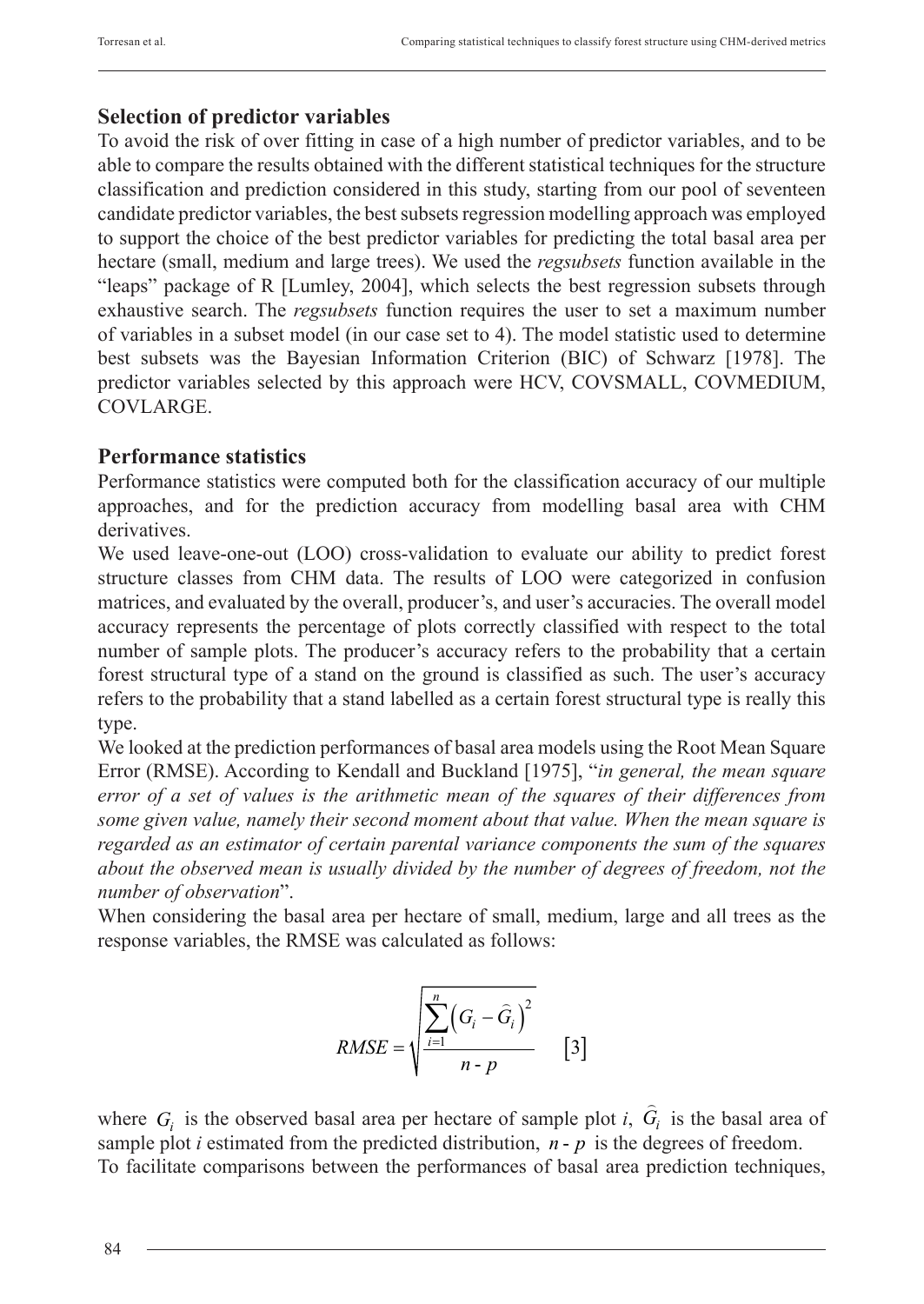## Selection of predictor variables

To avoid the risk of over fitting in case of a high number of predictor variables, and to be able to compare the results obtained with the different statistical techniques for the structure classification and prediction considered in this study, starting from our pool of seventeen candidate predictor variables, the best subsets regression modelling approach was employed to support the choice of the best predictor variables for predicting the total basal area per hectare (small, medium and large trees). We used the *regsubsets* function available in the "leaps" package of R [Lumley, 2004], which selects the best regression subsets through exhaustive search. The *regsubsets* function requires the user to set a maximum number of variables in a subset model (in our case set to 4). The model statistic used to determine best subsets was the Bayesian Information Criterion (BIC) of Schwarz [1978]. The predictor variables selected by this approach were HCV, COVSMALL, COVMEDIUM, COVLARGE.

## Performance statistics

Performance statistics were computed both for the classification accuracy of our multiple approaches, and for the prediction accuracy from modelling basal area with CHM derivatives.

We used leave-one-out (LOO) cross-validation to evaluate our ability to predict forest structure classes from CHM data. The results of LOO were categorized in confusion matrices, and evaluated by the overall, producer's, and user's accuracies. The overall model accuracy represents the percentage of plots correctly classified with respect to the total number of sample plots. The producer's accuracy refers to the probability that a certain forest structural type of a stand on the ground is classified as such. The user's accuracy refers to the probability that a stand labelled as a certain forest structural type is really this type.

We looked at the prediction performances of basal area models using the Root Mean Square Error (RMSE). According to Kendall and Buckland [1975], "*in general, the mean square error of a set of values is the arithmetic mean of the squares of their differences from some given value, namely their second moment about that value. When the mean square is regarded as an estimator of certain parental variance components the sum of the squares about the observed mean is usually divided by the number of degrees of freedom, not the number of observation*".

When considering the basal area per hectare of small, medium, large and all trees as the response variables, the RMSE was calculated as follows:

$$RMSE = \sqrt{\frac{\sum_{i=1}^{n}\left(G_i - \hat{G}_i\right)^2}{n - p}} \qquad [3]$$

where $G_i$ is the observed basal area per hectare of sample plot *i*, $\hat{G}_i$ is the basal area of sample plot *i* estimated from the predicted distribution, $n - p$ is the degrees of freedom.

To facilitate comparisons between the performances of basal area prediction techniques,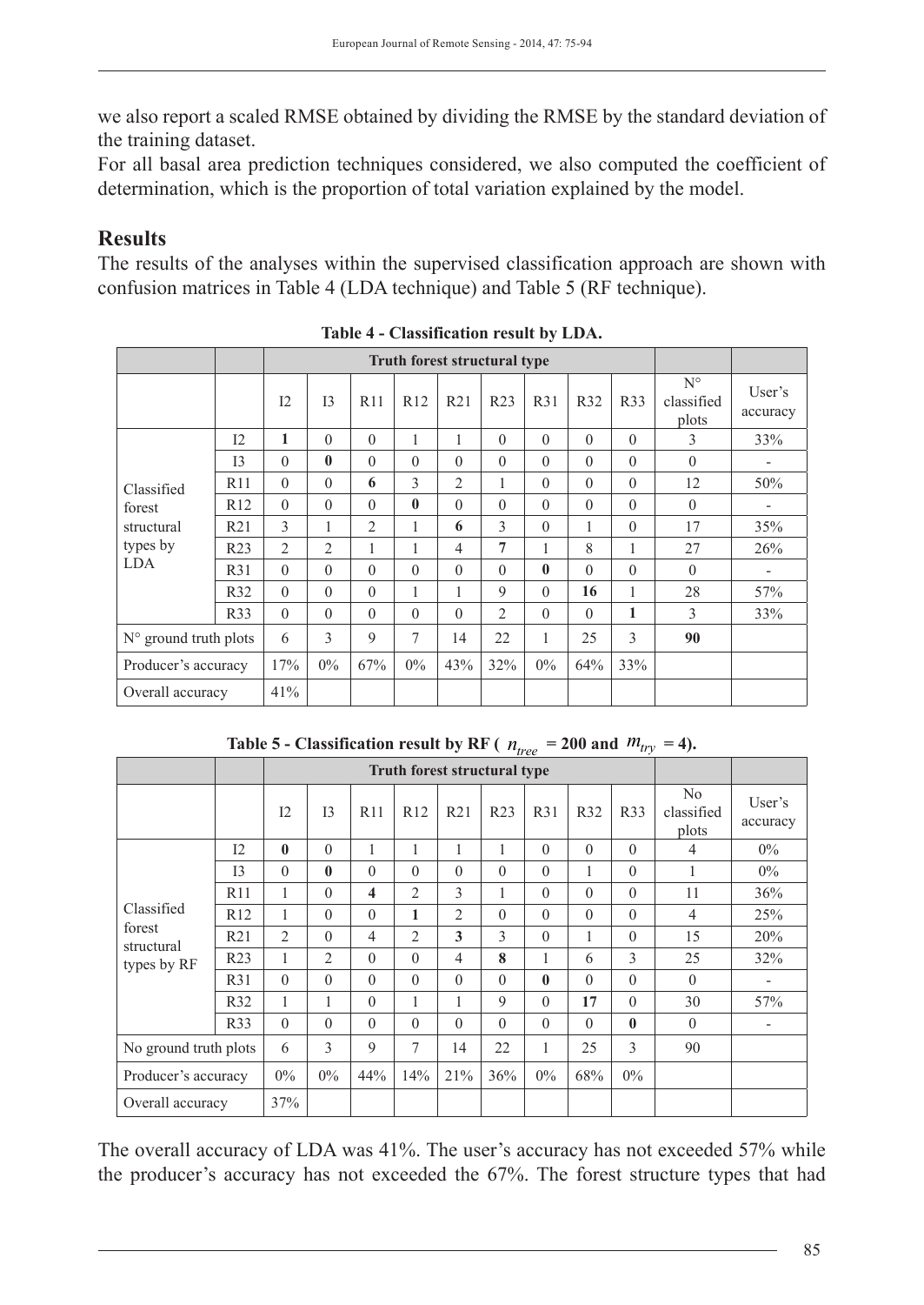we also report a scaled RMSE obtained by dividing the RMSE by the standard deviation of the training dataset.
For all basal area prediction techniques considered, we also computed the coefficient of determination, which is the proportion of total variation explained by the model.

## Results

The results of the analyses within the supervised classification approach are shown with confusion matrices in Table 4 (LDA technique) and Table 5 (RF technique).

**Table 4 - Classification result by LDA.**

| | | Truth forest structural type | | | | | | | | | | |
|---|---|---|---|---|---|---|---|---|---|---|---|---|
| | | I2 | I3 | R11 | R12 | R21 | R23 | R31 | R32 | R33 | N° classified plots | User's accuracy |
| Classified forest structural types by LDA | I2 | **1** | 0 | 0 | 1 | 1 | 0 | 0 | 0 | 0 | 3 | 33% |
| | I3 | 0 | **0** | 0 | 0 | 0 | 0 | 0 | 0 | 0 | 0 | - |
| | R11 | 0 | 0 | **6** | 3 | 2 | 1 | 0 | 0 | 0 | 12 | 50% |
| | R12 | 0 | 0 | 0 | **0** | 0 | 0 | 0 | 0 | 0 | 0 | - |
| | R21 | 3 | 1 | 2 | 1 | **6** | 3 | 0 | 1 | 0 | 17 | 35% |
| | R23 | 2 | 2 | 1 | 1 | 4 | **7** | 1 | 8 | 1 | 27 | 26% |
| | R31 | 0 | 0 | 0 | 0 | 0 | 0 | **0** | 0 | 0 | 0 | - |
| | R32 | 0 | 0 | 0 | 1 | 1 | 9 | 0 | **16** | 1 | 28 | 57% |
| | R33 | 0 | 0 | 0 | 0 | 0 | 2 | 0 | 0 | **1** | 3 | 33% |
| N° ground truth plots | | 6 | 3 | 9 | 7 | 14 | 22 | 1 | 25 | 3 | **90** | |
| Producer's accuracy | | 17% | 0% | 67% | 0% | 43% | 32% | 0% | 64% | 33% | | |
| Overall accuracy | | 41% | | | | | | | | | | |

**Table 5 - Classification result by RF ( $n_{tree}$ = 200 and $m_{try}$ = 4).**

| | | Truth forest structural type | | | | | | | | | | |
|---|---|---|---|---|---|---|---|---|---|---|---|---|
| | | I2 | I3 | R11 | R12 | R21 | R23 | R31 | R32 | R33 | No classified plots | User's accuracy |
| Classified forest structural types by RF | I2 | **0** | 0 | 1 | 1 | 1 | 1 | 0 | 0 | 0 | 4 | 0% |
| | I3 | 0 | **0** | 0 | 0 | 0 | 0 | 0 | 1 | 0 | 1 | 0% |
| | R11 | 1 | 0 | **4** | 2 | 3 | 1 | 0 | 0 | 0 | 11 | 36% |
| | R12 | 1 | 0 | 0 | **1** | 2 | 0 | 0 | 0 | 0 | 4 | 25% |
| | R21 | 2 | 0 | 4 | 2 | **3** | 3 | 0 | 1 | 0 | 15 | 20% |
| | R23 | 1 | 2 | 0 | 0 | 4 | **8** | 1 | 6 | 3 | 25 | 32% |
| | R31 | 0 | 0 | 0 | 0 | 0 | 0 | **0** | 0 | 0 | 0 | - |
| | R32 | 1 | 1 | 0 | 1 | 1 | 9 | 0 | **17** | 0 | 30 | 57% |
| | R33 | 0 | 0 | 0 | 0 | 0 | 0 | 0 | 0 | **0** | 0 | - |
| No ground truth plots | | 6 | 3 | 9 | 7 | 14 | 22 | 1 | 25 | 3 | 90 | |
| Producer's accuracy | | 0% | 0% | 44% | 14% | 21% | 36% | 0% | 68% | 0% | | |
| Overall accuracy | | 37% | | | | | | | | | | |

The overall accuracy of LDA was 41%. The user's accuracy has not exceeded 57% while the producer's accuracy has not exceeded the 67%. The forest structure types that had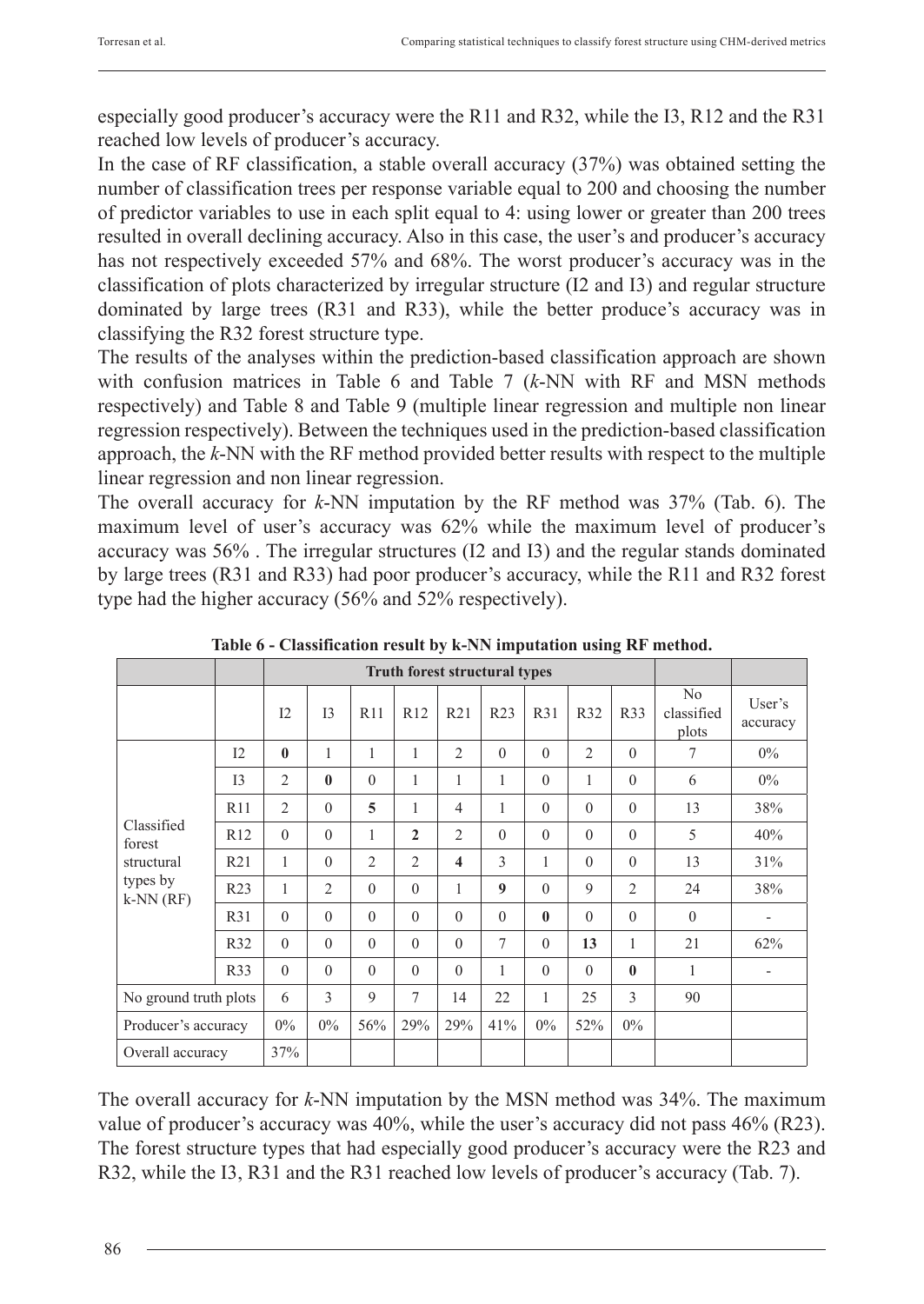especially good producer's accuracy were the R11 and R32, while the I3, R12 and the R31 reached low levels of producer's accuracy.

In the case of RF classification, a stable overall accuracy (37%) was obtained setting the number of classification trees per response variable equal to 200 and choosing the number of predictor variables to use in each split equal to 4: using lower or greater than 200 trees resulted in overall declining accuracy. Also in this case, the user's and producer's accuracy has not respectively exceeded 57% and 68%. The worst producer's accuracy was in the classification of plots characterized by irregular structure (I2 and I3) and regular structure dominated by large trees (R31 and R33), while the better produce's accuracy was in classifying the R32 forest structure type.

The results of the analyses within the prediction-based classification approach are shown with confusion matrices in Table 6 and Table 7 (*k*-NN with RF and MSN methods respectively) and Table 8 and Table 9 (multiple linear regression and multiple non linear regression respectively). Between the techniques used in the prediction-based classification approach, the *k*-NN with the RF method provided better results with respect to the multiple linear regression and non linear regression.

The overall accuracy for *k*-NN imputation by the RF method was 37% (Tab. 6). The maximum level of user's accuracy was 62% while the maximum level of producer's accuracy was 56% . The irregular structures (I2 and I3) and the regular stands dominated by large trees (R31 and R33) had poor producer's accuracy, while the R11 and R32 forest type had the higher accuracy (56% and 52% respectively).

**Table 6 - Classification result by k-NN imputation using RF method.**

| | | Truth forest structural types | | | | | | | | | | |
|---|---|---|---|---|---|---|---|---|---|---|---|---|
| | | I2 | I3 | R11 | R12 | R21 | R23 | R31 | R32 | R33 | No classified plots | User's accuracy |
| Classified forest structural types by k-NN (RF) | I2 | **0** | 1 | 1 | 1 | 2 | 0 | 0 | 2 | 0 | 7 | 0% |
| | I3 | 2 | **0** | 0 | 1 | 1 | 1 | 0 | 1 | 0 | 6 | 0% |
| | R11 | 2 | 0 | **5** | 1 | 4 | 1 | 0 | 0 | 0 | 13 | 38% |
| | R12 | 0 | 0 | 1 | **2** | 2 | 0 | 0 | 0 | 0 | 5 | 40% |
| | R21 | 1 | 0 | 2 | 2 | **4** | 3 | 1 | 0 | 0 | 13 | 31% |
| | R23 | 1 | 2 | 0 | 0 | 1 | **9** | 0 | 9 | 2 | 24 | 38% |
| | R31 | 0 | 0 | 0 | 0 | 0 | 0 | **0** | 0 | 0 | 0 | - |
| | R32 | 0 | 0 | 0 | 0 | 0 | 7 | 0 | **13** | 1 | 21 | 62% |
| | R33 | 0 | 0 | 0 | 0 | 0 | 1 | 0 | 0 | **0** | 1 | - |
| No ground truth plots | | 6 | 3 | 9 | 7 | 14 | 22 | 1 | 25 | 3 | 90 | |
| Producer's accuracy | | 0% | 0% | 56% | 29% | 29% | 41% | 0% | 52% | 0% | | |
| Overall accuracy | | 37% | | | | | | | | | | |

The overall accuracy for *k*-NN imputation by the MSN method was 34%. The maximum value of producer's accuracy was 40%, while the user's accuracy did not pass 46% (R23). The forest structure types that had especially good producer's accuracy were the R23 and R32, while the I3, R31 and the R31 reached low levels of producer's accuracy (Tab. 7).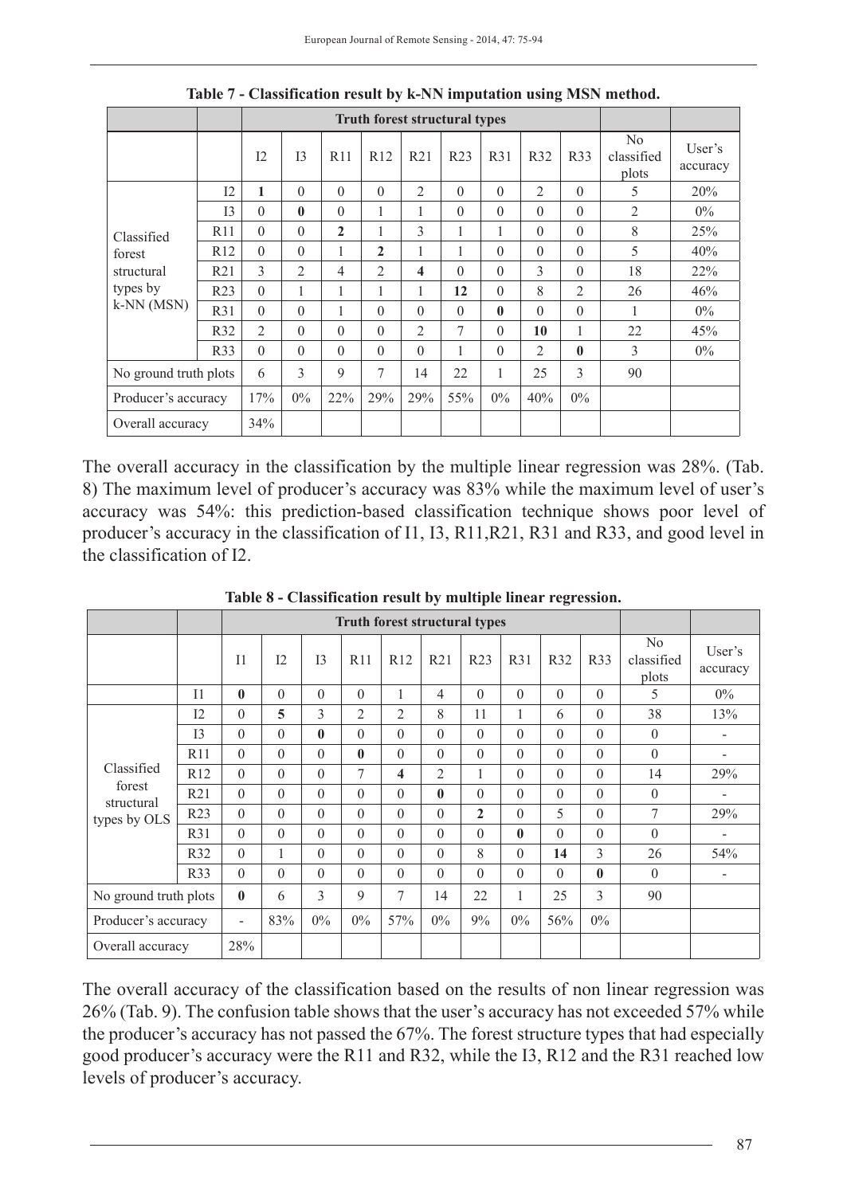**Table 7 - Classification result by k-NN imputation using MSN method.**

| | | Truth forest structural types | | | | | | | | | | |
|---|---|---|---|---|---|---|---|---|---|---|---|---|
| | | I2 | I3 | R11 | R12 | R21 | R23 | R31 | R32 | R33 | No classified plots | User's accuracy |
| Classified forest structural types by k-NN (MSN) | I2 | **1** | 0 | 0 | 0 | 2 | 0 | 0 | 2 | 0 | 5 | 20% |
| | I3 | 0 | **0** | 0 | 1 | 1 | 0 | 0 | 0 | 0 | 2 | 0% |
| | R11 | 0 | 0 | **2** | 1 | 3 | 1 | 1 | 0 | 0 | 8 | 25% |
| | R12 | 0 | 0 | 1 | **2** | 1 | 1 | 0 | 0 | 0 | 5 | 40% |
| | R21 | 3 | 2 | 4 | 2 | **4** | 0 | 0 | 3 | 0 | 18 | 22% |
| | R23 | 0 | 1 | 1 | 1 | 1 | **12** | 0 | 8 | 2 | 26 | 46% |
| | R31 | 0 | 0 | 1 | 0 | 0 | 0 | **0** | 0 | 0 | 1 | 0% |
| | R32 | 2 | 0 | 0 | 0 | 2 | 7 | 0 | **10** | 1 | 22 | 45% |
| | R33 | 0 | 0 | 0 | 0 | 0 | 1 | 0 | 2 | **0** | 3 | 0% |
| No ground truth plots | | 6 | 3 | 9 | 7 | 14 | 22 | 1 | 25 | 3 | 90 | |
| Producer's accuracy | | 17% | 0% | 22% | 29% | 29% | 55% | 0% | 40% | 0% | | |
| Overall accuracy | | 34% | | | | | | | | | | |

The overall accuracy in the classification by the multiple linear regression was 28%. (Tab. 8) The maximum level of producer's accuracy was 83% while the maximum level of user's accuracy was 54%: this prediction-based classification technique shows poor level of producer's accuracy in the classification of I1, I3, R11,R21, R31 and R33, and good level in the classification of I2.

**Table 8 - Classification result by multiple linear regression.**

| | | Truth forest structural types | | | | | | | | | | | |
|---|---|---|---|---|---|---|---|---|---|---|---|---|---|
| | | I1 | I2 | I3 | R11 | R12 | R21 | R23 | R31 | R32 | R33 | No classified plots | User's accuracy |
| Classified forest structural types by OLS | I1 | **0** | 0 | 0 | 0 | 1 | 4 | 0 | 0 | 0 | 0 | 5 | 0% |
| | I2 | 0 | **5** | 3 | 2 | 2 | 8 | 11 | 1 | 6 | 0 | 38 | 13% |
| | I3 | 0 | 0 | **0** | 0 | 0 | 0 | 0 | 0 | 0 | 0 | 0 | - |
| | R11 | 0 | 0 | 0 | **0** | 0 | 0 | 0 | 0 | 0 | 0 | 0 | - |
| | R12 | 0 | 0 | 0 | 7 | **4** | 2 | 1 | 0 | 0 | 0 | 14 | 29% |
| | R21 | 0 | 0 | 0 | 0 | 0 | **0** | 0 | 0 | 0 | 0 | 0 | - |
| | R23 | 0 | 0 | 0 | 0 | 0 | 0 | **2** | 0 | 5 | 0 | 7 | 29% |
| | R31 | 0 | 0 | 0 | 0 | 0 | 0 | 0 | **0** | 0 | 0 | 0 | - |
| | R32 | 0 | 1 | 0 | 0 | 0 | 0 | 8 | 0 | **14** | 3 | 26 | 54% |
| | R33 | 0 | 0 | 0 | 0 | 0 | 0 | 0 | 0 | 0 | **0** | 0 | - |
| No ground truth plots | | **0** | 6 | 3 | 9 | 7 | 14 | 22 | 1 | 25 | 3 | 90 | |
| Producer's accuracy | | - | 83% | 0% | 0% | 57% | 0% | 9% | 0% | 56% | 0% | | |
| Overall accuracy | | 28% | | | | | | | | | | | |

The overall accuracy of the classification based on the results of non linear regression was 26% (Tab. 9). The confusion table shows that the user's accuracy has not exceeded 57% while the producer's accuracy has not passed the 67%. The forest structure types that had especially good producer's accuracy were the R11 and R32, while the I3, R12 and the R31 reached low levels of producer's accuracy.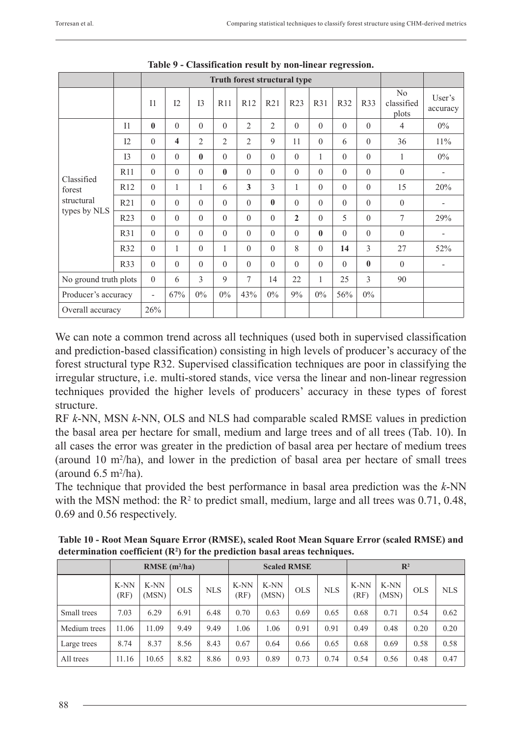**Table 9 - Classification result by non-linear regression.**

| | | Truth forest structural type | | | | | | | | | | | |
|---|---|---|---|---|---|---|---|---|---|---|---|---|---|
| | | I1 | I2 | I3 | R11 | R12 | R21 | R23 | R31 | R32 | R33 | No classified plots | User's accuracy |
| Classified forest structural types by NLS | I1 | **0** | 0 | 0 | 0 | 2 | 2 | 0 | 0 | 0 | 0 | 4 | 0% |
| | I2 | 0 | **4** | 2 | 2 | 2 | 9 | 11 | 0 | 6 | 0 | 36 | 11% |
| | I3 | 0 | 0 | **0** | 0 | 0 | 0 | 0 | 1 | 0 | 0 | 1 | 0% |
| | R11 | 0 | 0 | 0 | **0** | 0 | 0 | 0 | 0 | 0 | 0 | 0 | - |
| | R12 | 0 | 1 | 1 | 6 | **3** | 3 | 1 | 0 | 0 | 0 | 15 | 20% |
| | R21 | 0 | 0 | 0 | 0 | 0 | **0** | 0 | 0 | 0 | 0 | 0 | - |
| | R23 | 0 | 0 | 0 | 0 | 0 | 0 | **2** | 0 | 5 | 0 | 7 | 29% |
| | R31 | 0 | 0 | 0 | 0 | 0 | 0 | 0 | **0** | 0 | 0 | 0 | - |
| | R32 | 0 | 1 | 0 | 1 | 0 | 0 | 8 | 0 | **14** | 3 | 27 | 52% |
| | R33 | 0 | 0 | 0 | 0 | 0 | 0 | 0 | 0 | 0 | **0** | 0 | - |
| No ground truth plots | | 0 | 6 | 3 | 9 | 7 | 14 | 22 | 1 | 25 | 3 | 90 | |
| Producer's accuracy | | - | 67% | 0% | 0% | 43% | 0% | 9% | 0% | 56% | 0% | | |
| Overall accuracy | | 26% | | | | | | | | | | | |

We can note a common trend across all techniques (used both in supervised classification and prediction-based classification) consisting in high levels of producer's accuracy of the forest structural type R32. Supervised classification techniques are poor in classifying the irregular structure, i.e. multi-stored stands, vice versa the linear and non-linear regression techniques provided the higher levels of producers' accuracy in these types of forest structure.

RF *k*-NN, MSN *k*-NN, OLS and NLS had comparable scaled RMSE values in prediction the basal area per hectare for small, medium and large trees and of all trees (Tab. 10). In all cases the error was greater in the prediction of basal area per hectare of medium trees (around 10 $m^2$/ha), and lower in the prediction of basal area per hectare of small trees (around 6.5 $m^2$/ha).

The technique that provided the best performance in basal area prediction was the *k*-NN with the MSN method: the $R^2$ to predict small, medium, large and all trees was 0.71, 0.48, 0.69 and 0.56 respectively.

**Table 10 - Root Mean Square Error (RMSE), scaled Root Mean Square Error (scaled RMSE) and determination coefficient ($R^2$) for the prediction basal areas techniques.**

| | RMSE ($m^2$/ha) | | | | Scaled RMSE | | | | $R^2$ | | | |
|---|---|---|---|---|---|---|---|---|---|---|---|---|
| | K-NN (RF) | K-NN (MSN) | OLS | NLS | K-NN (RF) | K-NN (MSN) | OLS | NLS | K-NN (RF) | K-NN (MSN) | OLS | NLS |
| Small trees | 7.03 | 6.29 | 6.91 | 6.48 | 0.70 | 0.63 | 0.69 | 0.65 | 0.68 | 0.71 | 0.54 | 0.62 |
| Medium trees | 11.06 | 11.09 | 9.49 | 9.49 | 1.06 | 1.06 | 0.91 | 0.91 | 0.49 | 0.48 | 0.20 | 0.20 |
| Large trees | 8.74 | 8.37 | 8.56 | 8.43 | 0.67 | 0.64 | 0.66 | 0.65 | 0.68 | 0.69 | 0.58 | 0.58 |
| All trees | 11.16 | 10.65 | 8.82 | 8.86 | 0.93 | 0.89 | 0.73 | 0.74 | 0.54 | 0.56 | 0.48 | 0.47 |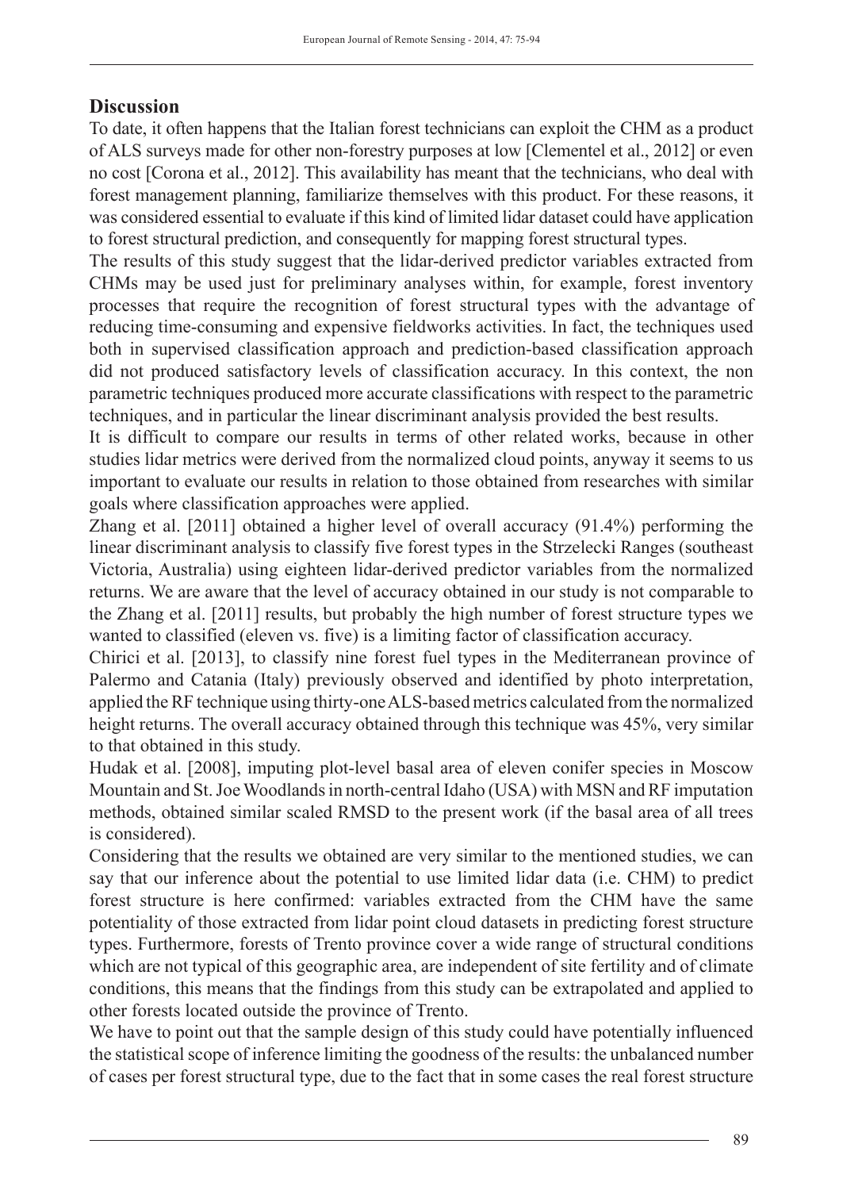## Discussion

To date, it often happens that the Italian forest technicians can exploit the CHM as a product of ALS surveys made for other non-forestry purposes at low [Clementel et al., 2012] or even no cost [Corona et al., 2012]. This availability has meant that the technicians, who deal with forest management planning, familiarize themselves with this product. For these reasons, it was considered essential to evaluate if this kind of limited lidar dataset could have application to forest structural prediction, and consequently for mapping forest structural types.

The results of this study suggest that the lidar-derived predictor variables extracted from CHMs may be used just for preliminary analyses within, for example, forest inventory processes that require the recognition of forest structural types with the advantage of reducing time-consuming and expensive fieldworks activities. In fact, the techniques used both in supervised classification approach and prediction-based classification approach did not produced satisfactory levels of classification accuracy. In this context, the non parametric techniques produced more accurate classifications with respect to the parametric techniques, and in particular the linear discriminant analysis provided the best results.

It is difficult to compare our results in terms of other related works, because in other studies lidar metrics were derived from the normalized cloud points, anyway it seems to us important to evaluate our results in relation to those obtained from researches with similar goals where classification approaches were applied.

Zhang et al. [2011] obtained a higher level of overall accuracy (91.4%) performing the linear discriminant analysis to classify five forest types in the Strzelecki Ranges (southeast Victoria, Australia) using eighteen lidar-derived predictor variables from the normalized returns. We are aware that the level of accuracy obtained in our study is not comparable to the Zhang et al. [2011] results, but probably the high number of forest structure types we wanted to classified (eleven vs. five) is a limiting factor of classification accuracy.

Chirici et al. [2013], to classify nine forest fuel types in the Mediterranean province of Palermo and Catania (Italy) previously observed and identified by photo interpretation, applied the RF technique using thirty-one ALS-based metrics calculated from the normalized height returns. The overall accuracy obtained through this technique was 45%, very similar to that obtained in this study.

Hudak et al. [2008], imputing plot-level basal area of eleven conifer species in Moscow Mountain and St. Joe Woodlands in north-central Idaho (USA) with MSN and RF imputation methods, obtained similar scaled RMSD to the present work (if the basal area of all trees is considered).

Considering that the results we obtained are very similar to the mentioned studies, we can say that our inference about the potential to use limited lidar data (i.e. CHM) to predict forest structure is here confirmed: variables extracted from the CHM have the same potentiality of those extracted from lidar point cloud datasets in predicting forest structure types. Furthermore, forests of Trento province cover a wide range of structural conditions which are not typical of this geographic area, are independent of site fertility and of climate conditions, this means that the findings from this study can be extrapolated and applied to other forests located outside the province of Trento.

We have to point out that the sample design of this study could have potentially influenced the statistical scope of inference limiting the goodness of the results: the unbalanced number of cases per forest structural type, due to the fact that in some cases the real forest structure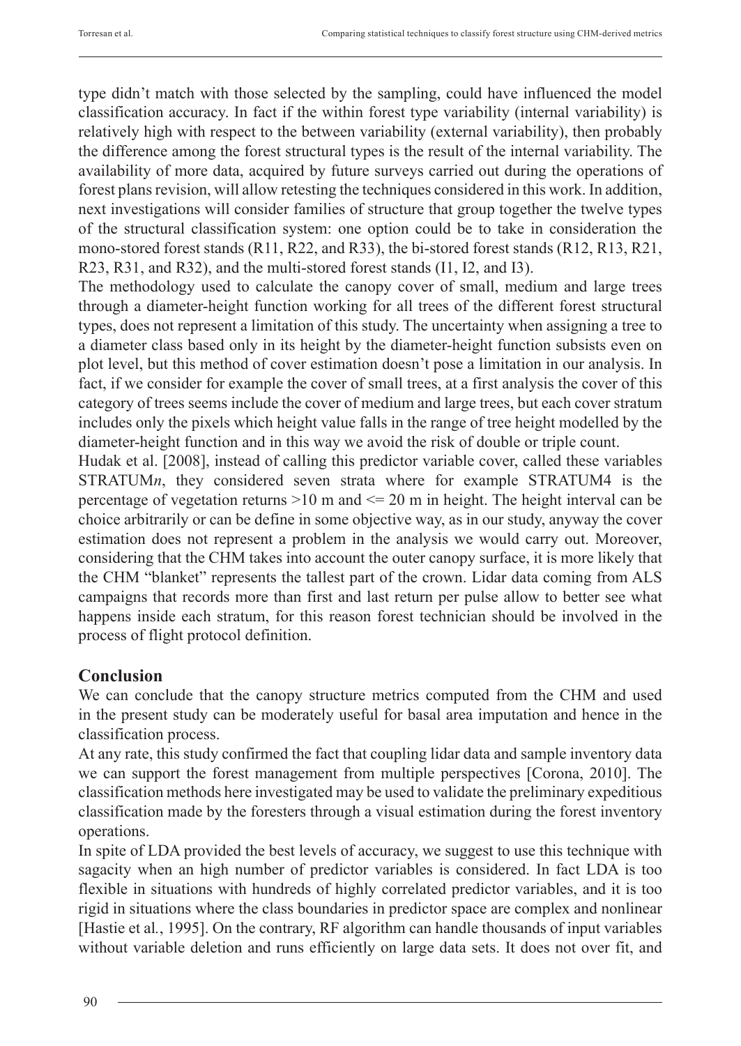type didn't match with those selected by the sampling, could have influenced the model classification accuracy. In fact if the within forest type variability (internal variability) is relatively high with respect to the between variability (external variability), then probably the difference among the forest structural types is the result of the internal variability. The availability of more data, acquired by future surveys carried out during the operations of forest plans revision, will allow retesting the techniques considered in this work. In addition, next investigations will consider families of structure that group together the twelve types of the structural classification system: one option could be to take in consideration the mono-stored forest stands (R11, R22, and R33), the bi-stored forest stands (R12, R13, R21, R23, R31, and R32), and the multi-stored forest stands (I1, I2, and I3).

The methodology used to calculate the canopy cover of small, medium and large trees through a diameter-height function working for all trees of the different forest structural types, does not represent a limitation of this study. The uncertainty when assigning a tree to a diameter class based only in its height by the diameter-height function subsists even on plot level, but this method of cover estimation doesn't pose a limitation in our analysis. In fact, if we consider for example the cover of small trees, at a first analysis the cover of this category of trees seems include the cover of medium and large trees, but each cover stratum includes only the pixels which height value falls in the range of tree height modelled by the diameter-height function and in this way we avoid the risk of double or triple count.

Hudak et al. [2008], instead of calling this predictor variable cover, called these variables STRATUM*n*, they considered seven strata where for example STRATUM4 is the percentage of vegetation returns >10 m and <= 20 m in height. The height interval can be choice arbitrarily or can be define in some objective way, as in our study, anyway the cover estimation does not represent a problem in the analysis we would carry out. Moreover, considering that the CHM takes into account the outer canopy surface, it is more likely that the CHM "blanket" represents the tallest part of the crown. Lidar data coming from ALS campaigns that records more than first and last return per pulse allow to better see what happens inside each stratum, for this reason forest technician should be involved in the process of flight protocol definition.

## Conclusion

We can conclude that the canopy structure metrics computed from the CHM and used in the present study can be moderately useful for basal area imputation and hence in the classification process.

At any rate, this study confirmed the fact that coupling lidar data and sample inventory data we can support the forest management from multiple perspectives [Corona, 2010]. The classification methods here investigated may be used to validate the preliminary expeditious classification made by the foresters through a visual estimation during the forest inventory operations.

In spite of LDA provided the best levels of accuracy, we suggest to use this technique with sagacity when an high number of predictor variables is considered. In fact LDA is too flexible in situations with hundreds of highly correlated predictor variables, and it is too rigid in situations where the class boundaries in predictor space are complex and nonlinear [Hastie et al., 1995]. On the contrary, RF algorithm can handle thousands of input variables without variable deletion and runs efficiently on large data sets. It does not over fit, and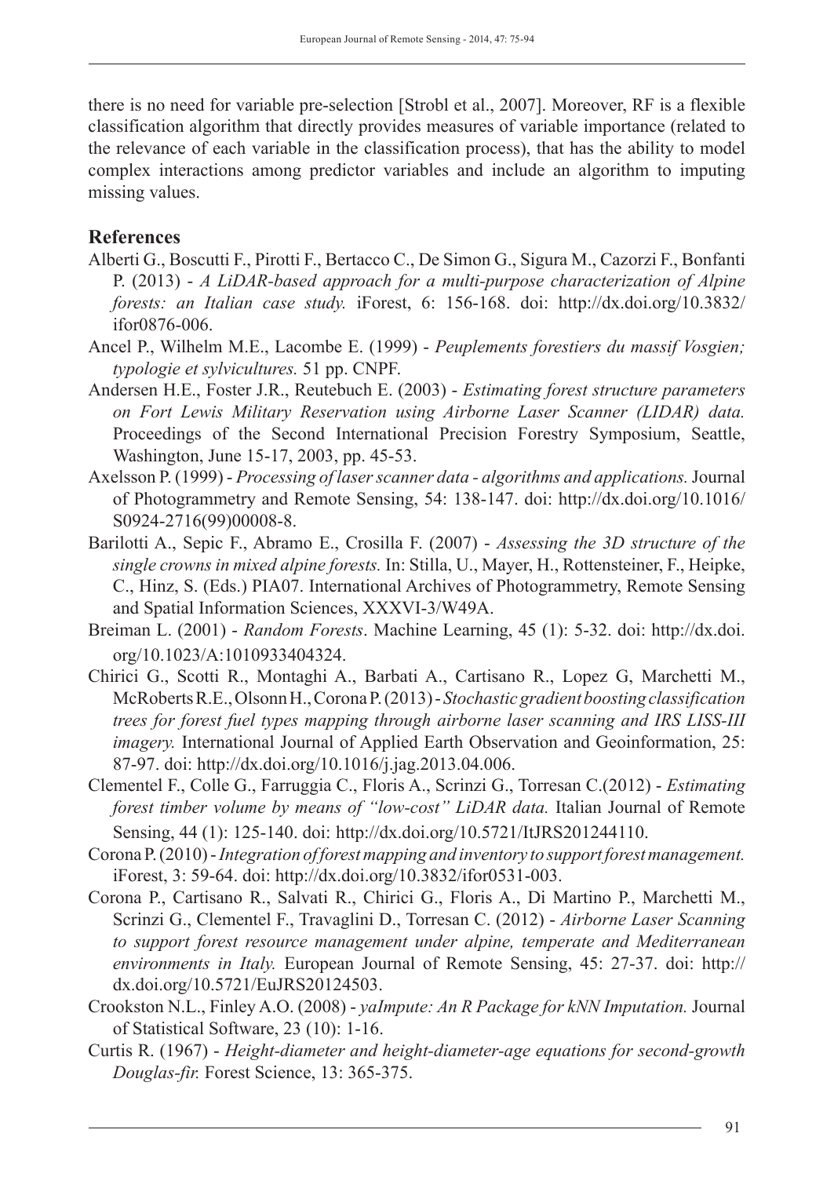there is no need for variable pre-selection [Strobl et al., 2007]. Moreover, RF is a flexible classification algorithm that directly provides measures of variable importance (related to the relevance of each variable in the classification process), that has the ability to model complex interactions among predictor variables and include an algorithm to imputing missing values.

## References

Alberti G., Boscutti F., Pirotti F., Bertacco C., De Simon G., Sigura M., Cazorzi F., Bonfanti P. (2013) - *A LiDAR-based approach for a multi-purpose characterization of Alpine forests: an Italian case study.* iForest, 6: 156-168. doi: http://dx.doi.org/10.3832/ifor0876-006.

Ancel P., Wilhelm M.E., Lacombe E. (1999) - *Peuplements forestiers du massif Vosgien; typologie et sylvicultures.* 51 pp. CNPF.

Andersen H.E., Foster J.R., Reutebuch E. (2003) - *Estimating forest structure parameters on Fort Lewis Military Reservation using Airborne Laser Scanner (LIDAR) data.* Proceedings of the Second International Precision Forestry Symposium, Seattle, Washington, June 15-17, 2003, pp. 45-53.

Axelsson P. (1999) - *Processing of laser scanner data - algorithms and applications.* Journal of Photogrammetry and Remote Sensing, 54: 138-147. doi: http://dx.doi.org/10.1016/S0924-2716(99)00008-8.

Barilotti A., Sepic F., Abramo E., Crosilla F. (2007) - *Assessing the 3D structure of the single crowns in mixed alpine forests.* In: Stilla, U., Mayer, H., Rottensteiner, F., Heipke, C., Hinz, S. (Eds.) PIA07. International Archives of Photogrammetry, Remote Sensing and Spatial Information Sciences, XXXVI-3/W49A.

Breiman L. (2001) - *Random Forests*. Machine Learning, 45 (1): 5-32. doi: http://dx.doi.org/10.1023/A:1010933404324.

Chirici G., Scotti R., Montaghi A., Barbati A., Cartisano R., Lopez G, Marchetti M., McRoberts R.E., Olsonn H., Corona P. (2013) - *Stochastic gradient boosting classification trees for forest fuel types mapping through airborne laser scanning and IRS LISS-III imagery.* International Journal of Applied Earth Observation and Geoinformation, 25: 87-97. doi: http://dx.doi.org/10.1016/j.jag.2013.04.006.

Clementel F., Colle G., Farruggia C., Floris A., Scrinzi G., Torresan C.(2012) - *Estimating forest timber volume by means of "low-cost" LiDAR data.* Italian Journal of Remote Sensing, 44 (1): 125-140. doi: http://dx.doi.org/10.5721/ItJRS201244110.

Corona P. (2010) - *Integration of forest mapping and inventory to support forest management.* iForest, 3: 59-64. doi: http://dx.doi.org/10.3832/ifor0531-003.

Corona P., Cartisano R., Salvati R., Chirici G., Floris A., Di Martino P., Marchetti M., Scrinzi G., Clementel F., Travaglini D., Torresan C. (2012) - *Airborne Laser Scanning to support forest resource management under alpine, temperate and Mediterranean environments in Italy.* European Journal of Remote Sensing, 45: 27-37. doi: http://dx.doi.org/10.5721/EuJRS20124503.

Crookston N.L., Finley A.O. (2008) - *yaImpute: An R Package for kNN Imputation.* Journal of Statistical Software, 23 (10): 1-16.

Curtis R. (1967) - *Height-diameter and height-diameter-age equations for second-growth Douglas-fir.* Forest Science, 13: 365-375.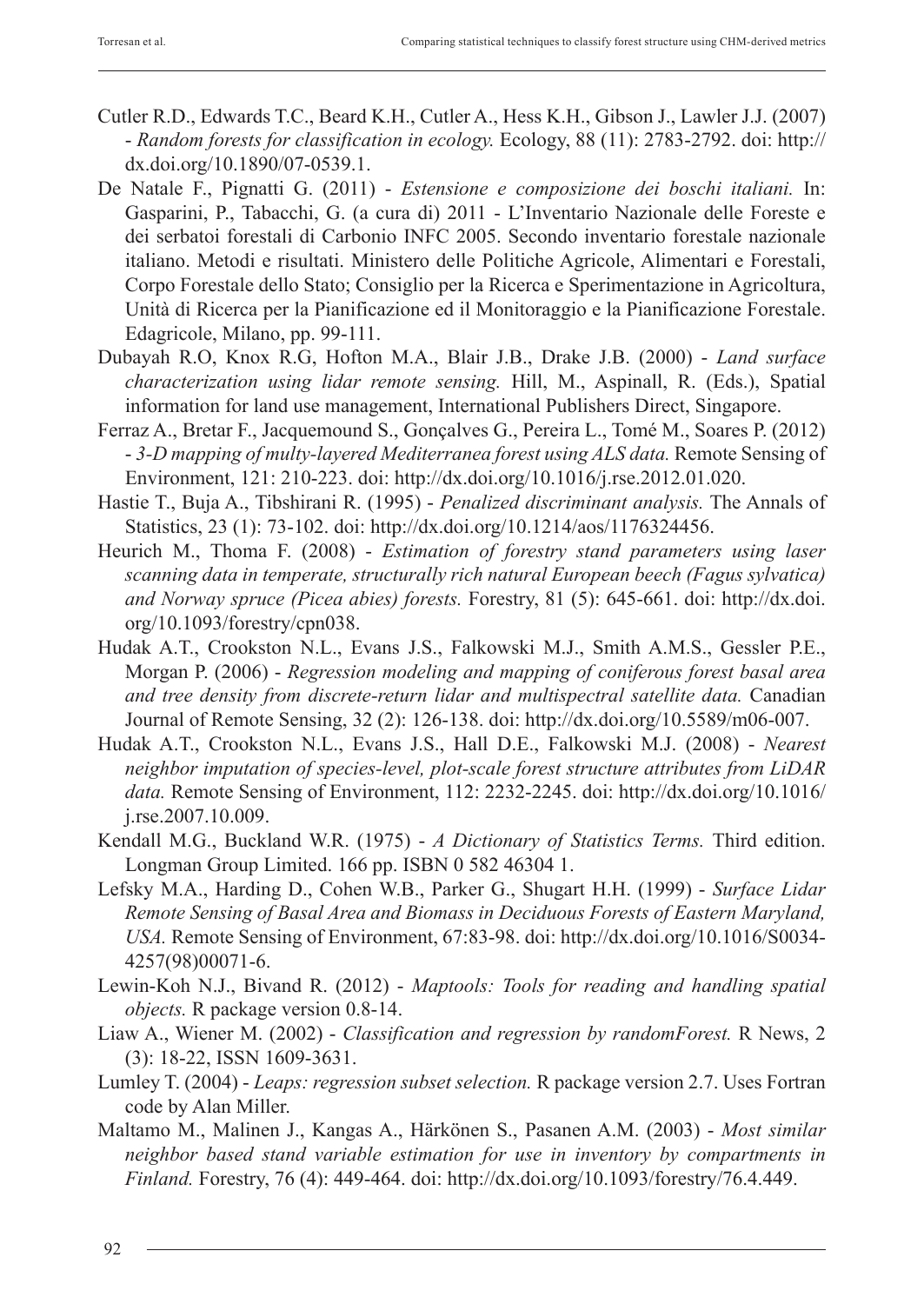Cutler R.D., Edwards T.C., Beard K.H., Cutler A., Hess K.H., Gibson J., Lawler J.J. (2007) - *Random forests for classification in ecology.* Ecology, 88 (11): 2783-2792. doi: http://dx.doi.org/10.1890/07-0539.1.

De Natale F., Pignatti G. (2011) - *Estensione e composizione dei boschi italiani.* In: Gasparini, P., Tabacchi, G. (a cura di) 2011 - L'Inventario Nazionale delle Foreste e dei serbatoi forestali di Carbonio INFC 2005. Secondo inventario forestale nazionale italiano. Metodi e risultati. Ministero delle Politiche Agricole, Alimentari e Forestali, Corpo Forestale dello Stato; Consiglio per la Ricerca e Sperimentazione in Agricoltura, Unità di Ricerca per la Pianificazione ed il Monitoraggio e la Pianificazione Forestale. Edagricole, Milano, pp. 99-111.

Dubayah R.O, Knox R.G, Hofton M.A., Blair J.B., Drake J.B. (2000) - *Land surface characterization using lidar remote sensing.* Hill, M., Aspinall, R. (Eds.), Spatial information for land use management, International Publishers Direct, Singapore.

Ferraz A., Bretar F., Jacquemound S., Gonçalves G., Pereira L., Tomé M., Soares P. (2012) - *3-D mapping of multy-layered Mediterranea forest using ALS data.* Remote Sensing of Environment, 121: 210-223. doi: http://dx.doi.org/10.1016/j.rse.2012.01.020.

Hastie T., Buja A., Tibshirani R. (1995) - *Penalized discriminant analysis.* The Annals of Statistics, 23 (1): 73-102. doi: http://dx.doi.org/10.1214/aos/1176324456.

Heurich M., Thoma F. (2008) - *Estimation of forestry stand parameters using laser scanning data in temperate, structurally rich natural European beech (Fagus sylvatica) and Norway spruce (Picea abies) forests.* Forestry, 81 (5): 645-661. doi: http://dx.doi.org/10.1093/forestry/cpn038.

Hudak A.T., Crookston N.L., Evans J.S., Falkowski M.J., Smith A.M.S., Gessler P.E., Morgan P. (2006) - *Regression modeling and mapping of coniferous forest basal area and tree density from discrete-return lidar and multispectral satellite data.* Canadian Journal of Remote Sensing, 32 (2): 126-138. doi: http://dx.doi.org/10.5589/m06-007.

Hudak A.T., Crookston N.L., Evans J.S., Hall D.E., Falkowski M.J. (2008) - *Nearest neighbor imputation of species-level, plot-scale forest structure attributes from LiDAR data.* Remote Sensing of Environment, 112: 2232-2245. doi: http://dx.doi.org/10.1016/j.rse.2007.10.009.

Kendall M.G., Buckland W.R. (1975) - *A Dictionary of Statistics Terms.* Third edition. Longman Group Limited. 166 pp. ISBN 0 582 46304 1.

Lefsky M.A., Harding D., Cohen W.B., Parker G., Shugart H.H. (1999) - *Surface Lidar Remote Sensing of Basal Area and Biomass in Deciduous Forests of Eastern Maryland, USA.* Remote Sensing of Environment, 67:83-98. doi: http://dx.doi.org/10.1016/S0034-4257(98)00071-6.

Lewin-Koh N.J., Bivand R. (2012) - *Maptools: Tools for reading and handling spatial objects.* R package version 0.8-14.

Liaw A., Wiener M. (2002) - *Classification and regression by randomForest.* R News, 2 (3): 18-22, ISSN 1609-3631.

Lumley T. (2004) - *Leaps: regression subset selection.* R package version 2.7. Uses Fortran code by Alan Miller.

Maltamo M., Malinen J., Kangas A., Härkönen S., Pasanen A.M. (2003) - *Most similar neighbor based stand variable estimation for use in inventory by compartments in Finland.* Forestry, 76 (4): 449-464. doi: http://dx.doi.org/10.1093/forestry/76.4.449.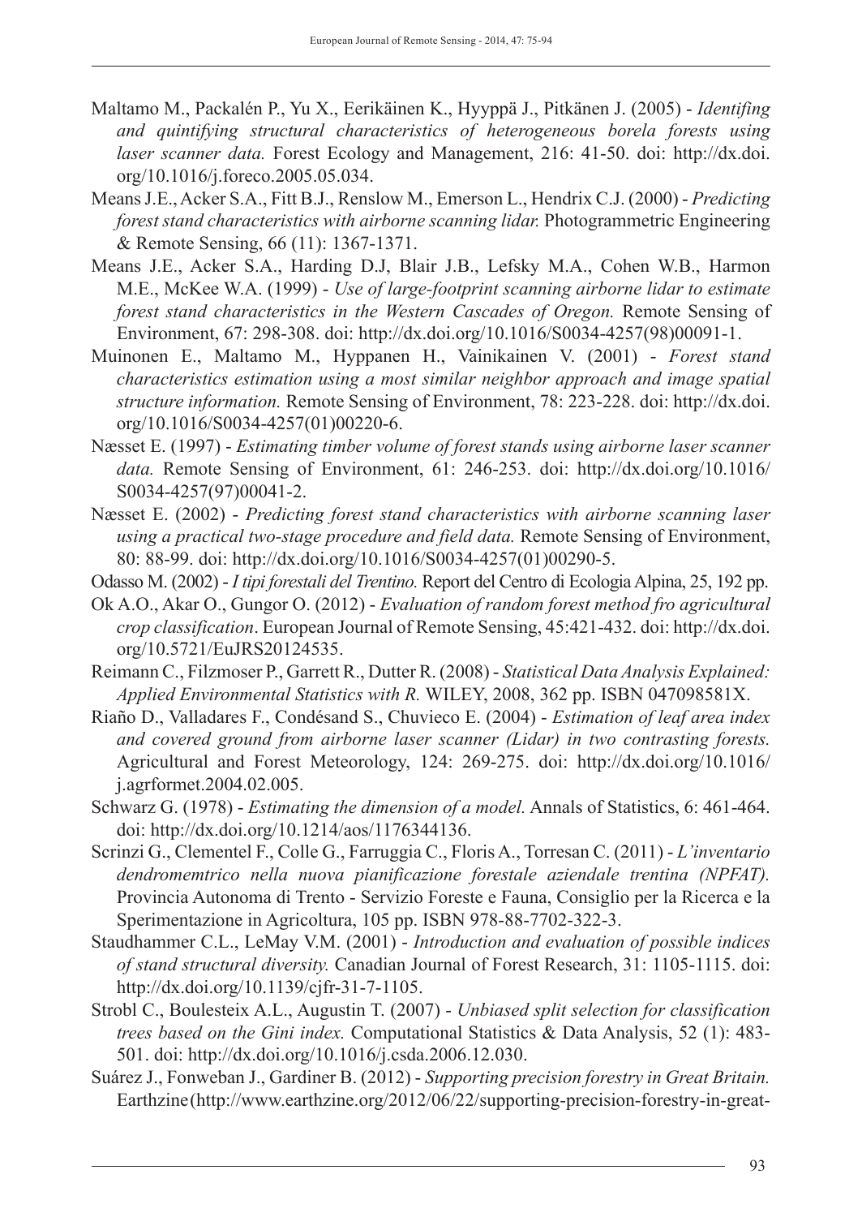Maltamo M., Packalén P., Yu X., Eerikäinen K., Hyyppä J., Pitkänen J. (2005) - *Identifing and quintifying structural characteristics of heterogeneous borela forests using laser scanner data.* Forest Ecology and Management, 216: 41-50. doi: http://dx.doi.org/10.1016/j.foreco.2005.05.034.

Means J.E., Acker S.A., Fitt B.J., Renslow M., Emerson L., Hendrix C.J. (2000) - *Predicting forest stand characteristics with airborne scanning lidar.* Photogrammetric Engineering & Remote Sensing, 66 (11): 1367-1371.

Means J.E., Acker S.A., Harding D.J, Blair J.B., Lefsky M.A., Cohen W.B., Harmon M.E., McKee W.A. (1999) - *Use of large-footprint scanning airborne lidar to estimate forest stand characteristics in the Western Cascades of Oregon.* Remote Sensing of Environment, 67: 298-308. doi: http://dx.doi.org/10.1016/S0034-4257(98)00091-1.

Muinonen E., Maltamo M., Hyppanen H., Vainikainen V. (2001) - *Forest stand characteristics estimation using a most similar neighbor approach and image spatial structure information.* Remote Sensing of Environment, 78: 223-228. doi: http://dx.doi.org/10.1016/S0034-4257(01)00220-6.

Næsset E. (1997) - *Estimating timber volume of forest stands using airborne laser scanner data.* Remote Sensing of Environment, 61: 246-253. doi: http://dx.doi.org/10.1016/S0034-4257(97)00041-2.

Næsset E. (2002) - *Predicting forest stand characteristics with airborne scanning laser using a practical two-stage procedure and field data.* Remote Sensing of Environment, 80: 88-99. doi: http://dx.doi.org/10.1016/S0034-4257(01)00290-5.

Odasso M. (2002) - *I tipi forestali del Trentino.* Report del Centro di Ecologia Alpina, 25, 192 pp.

Ok A.O., Akar O., Gungor O. (2012) - *Evaluation of random forest method fro agricultural crop classification*. European Journal of Remote Sensing, 45:421-432. doi: http://dx.doi.org/10.5721/EuJRS20124535.

Reimann C., Filzmoser P., Garrett R., Dutter R. (2008) - *Statistical Data Analysis Explained: Applied Environmental Statistics with R.* WILEY, 2008, 362 pp. ISBN 047098581X.

Riaño D., Valladares F., Condésand S., Chuvieco E. (2004) - *Estimation of leaf area index and covered ground from airborne laser scanner (Lidar) in two contrasting forests.* Agricultural and Forest Meteorology, 124: 269-275. doi: http://dx.doi.org/10.1016/j.agrformet.2004.02.005.

Schwarz G. (1978) - *Estimating the dimension of a model.* Annals of Statistics, 6: 461-464. doi: http://dx.doi.org/10.1214/aos/1176344136.

Scrinzi G., Clementel F., Colle G., Farruggia C., Floris A., Torresan C. (2011) - *L'inventario dendromemtrico nella nuova pianificazione forestale aziendale trentina (NPFAT).* Provincia Autonoma di Trento - Servizio Foreste e Fauna, Consiglio per la Ricerca e la Sperimentazione in Agricoltura, 105 pp. ISBN 978-88-7702-322-3.

Staudhammer C.L., LeMay V.M. (2001) - *Introduction and evaluation of possible indices of stand structural diversity.* Canadian Journal of Forest Research, 31: 1105-1115. doi: http://dx.doi.org/10.1139/cjfr-31-7-1105.

Strobl C., Boulesteix A.L., Augustin T. (2007) - *Unbiased split selection for classification trees based on the Gini index.* Computational Statistics & Data Analysis, 52 (1): 483-501. doi: http://dx.doi.org/10.1016/j.csda.2006.12.030.

Suárez J., Fonweban J., Gardiner B. (2012) - *Supporting precision forestry in Great Britain.* Earthzine (http://www.earthzine.org/2012/06/22/supporting-precision-forestry-in-great-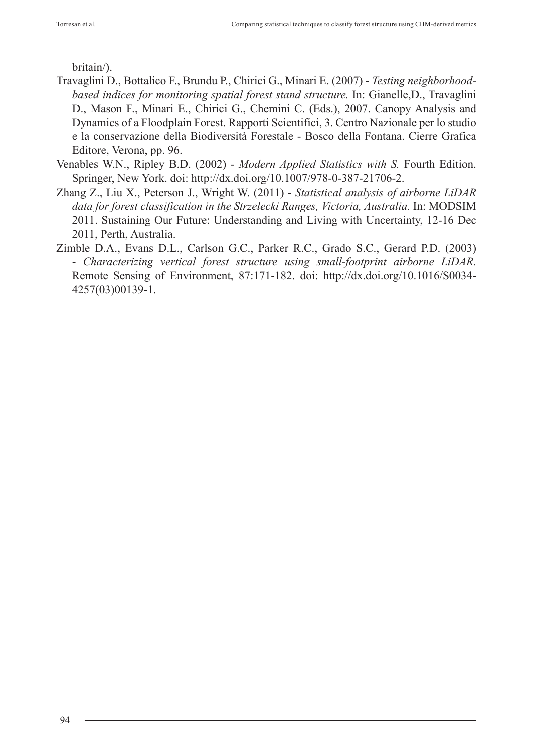britain/).

Travaglini D., Bottalico F., Brundu P., Chirici G., Minari E. (2007) - *Testing neighborhood-based indices for monitoring spatial forest stand structure.* In: Gianelle,D., Travaglini D., Mason F., Minari E., Chirici G., Chemini C. (Eds.), 2007. Canopy Analysis and Dynamics of a Floodplain Forest. Rapporti Scientifici, 3. Centro Nazionale per lo studio e la conservazione della Biodiversità Forestale - Bosco della Fontana. Cierre Grafica Editore, Verona, pp. 96.

Venables W.N., Ripley B.D. (2002) - *Modern Applied Statistics with S.* Fourth Edition. Springer, New York. doi: http://dx.doi.org/10.1007/978-0-387-21706-2.

Zhang Z., Liu X., Peterson J., Wright W. (2011) - *Statistical analysis of airborne LiDAR data for forest classification in the Strzelecki Ranges, Victoria, Australia.* In: MODSIM 2011. Sustaining Our Future: Understanding and Living with Uncertainty, 12-16 Dec 2011, Perth, Australia.

Zimble D.A., Evans D.L., Carlson G.C., Parker R.C., Grado S.C., Gerard P.D. (2003) - *Characterizing vertical forest structure using small-footprint airborne LiDAR.* Remote Sensing of Environment, 87:171-182. doi: http://dx.doi.org/10.1016/S0034-4257(03)00139-1.